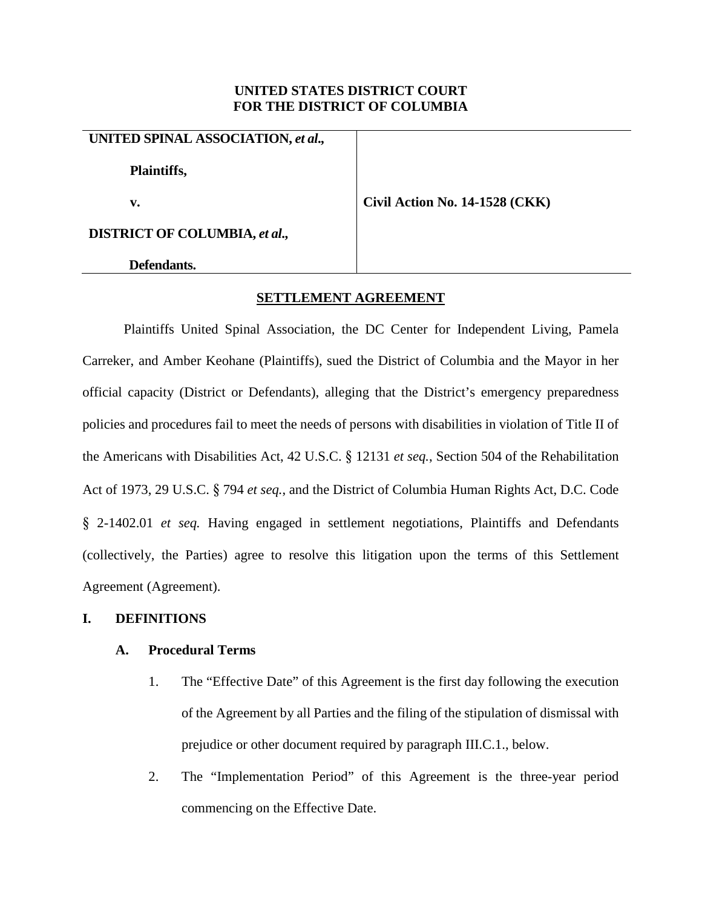**UNITED STATES DISTRICT COURT**
**FOR THE DISTRICT OF COLUMBIA**

| | |
|---|---|
| **UNITED SPINAL ASSOCIATION, *et al.*,** | |
| **Plaintiffs,** | |
| **v.** | **Civil Action No. 14-1528 (CKK)** |
| **DISTRICT OF COLUMBIA, *et al.*,** | |
| **Defendants.** | |

**SETTLEMENT AGREEMENT**

Plaintiffs United Spinal Association, the DC Center for Independent Living, Pamela Carreker, and Amber Keohane (Plaintiffs), sued the District of Columbia and the Mayor in her official capacity (District or Defendants), alleging that the District's emergency preparedness policies and procedures fail to meet the needs of persons with disabilities in violation of Title II of the Americans with Disabilities Act, 42 U.S.C. § 12131 *et seq.*, Section 504 of the Rehabilitation Act of 1973, 29 U.S.C. § 794 *et seq.*, and the District of Columbia Human Rights Act, D.C. Code § 2-1402.01 *et seq.* Having engaged in settlement negotiations, Plaintiffs and Defendants (collectively, the Parties) agree to resolve this litigation upon the terms of this Settlement Agreement (Agreement).

## I. DEFINITIONS

### A. Procedural Terms

1. The "Effective Date" of this Agreement is the first day following the execution of the Agreement by all Parties and the filing of the stipulation of dismissal with prejudice or other document required by paragraph III.C.1., below.

2. The "Implementation Period" of this Agreement is the three-year period commencing on the Effective Date.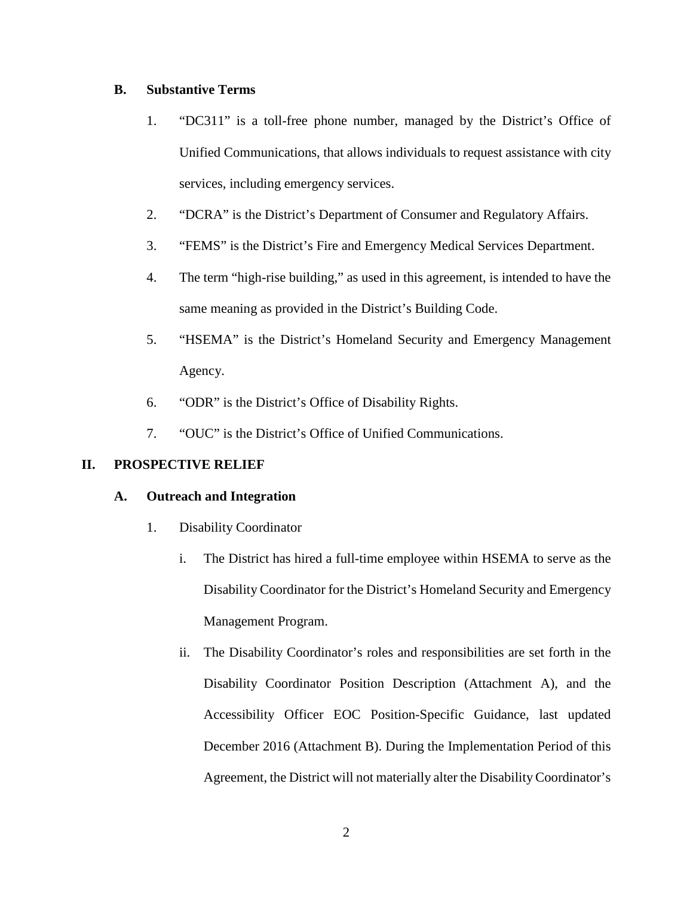### B. Substantive Terms

1. "DC311" is a toll-free phone number, managed by the District's Office of Unified Communications, that allows individuals to request assistance with city services, including emergency services.
2. "DCRA" is the District's Department of Consumer and Regulatory Affairs.
3. "FEMS" is the District's Fire and Emergency Medical Services Department.
4. The term "high-rise building," as used in this agreement, is intended to have the same meaning as provided in the District's Building Code.
5. "HSEMA" is the District's Homeland Security and Emergency Management Agency.
6. "ODR" is the District's Office of Disability Rights.
7. "OUC" is the District's Office of Unified Communications.

## II. PROSPECTIVE RELIEF

### A. Outreach and Integration

1. Disability Coordinator

   i. The District has hired a full-time employee within HSEMA to serve as the Disability Coordinator for the District's Homeland Security and Emergency Management Program.

   ii. The Disability Coordinator's roles and responsibilities are set forth in the Disability Coordinator Position Description (Attachment A), and the Accessibility Officer EOC Position-Specific Guidance, last updated December 2016 (Attachment B). During the Implementation Period of this Agreement, the District will not materially alter the Disability Coordinator's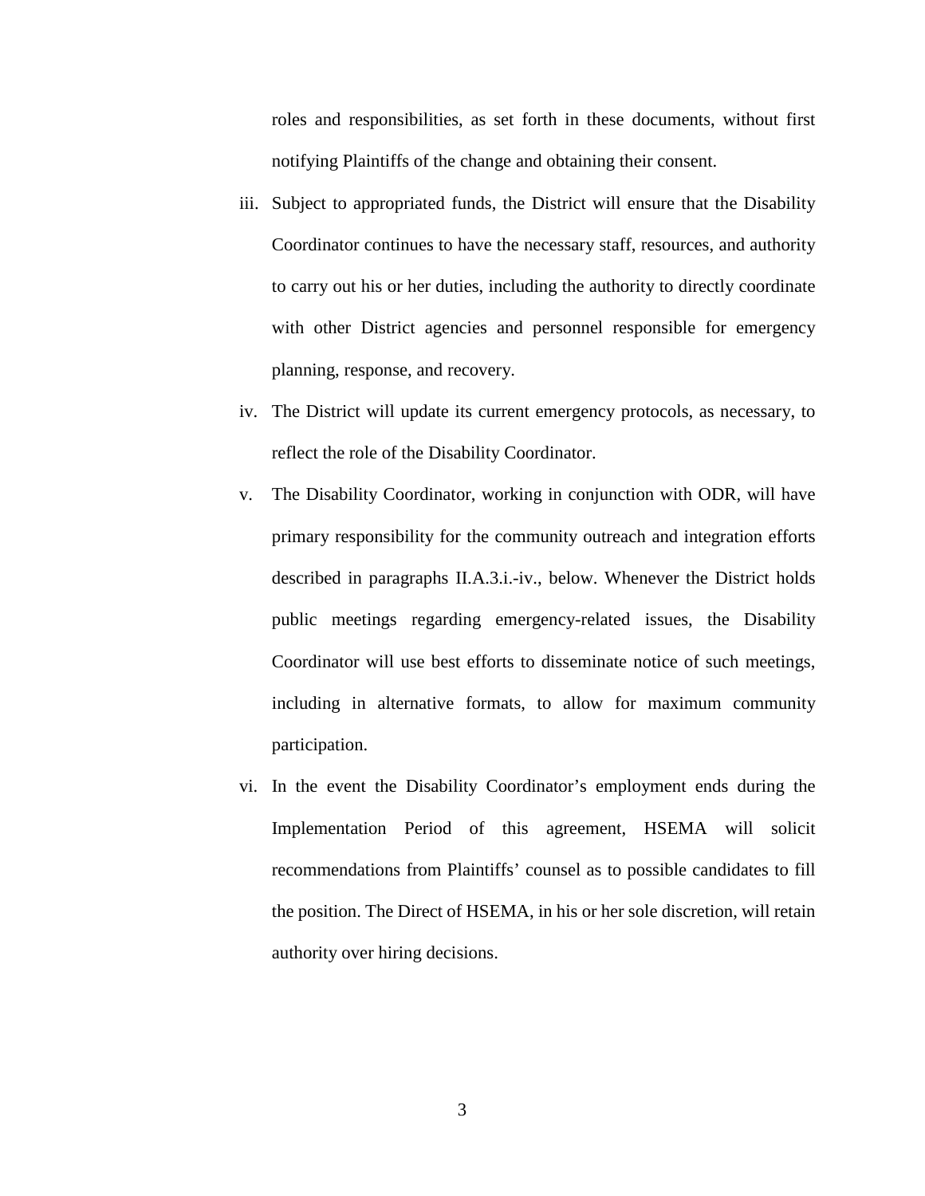roles and responsibilities, as set forth in these documents, without first notifying Plaintiffs of the change and obtaining their consent.

iii. Subject to appropriated funds, the District will ensure that the Disability Coordinator continues to have the necessary staff, resources, and authority to carry out his or her duties, including the authority to directly coordinate with other District agencies and personnel responsible for emergency planning, response, and recovery.

iv. The District will update its current emergency protocols, as necessary, to reflect the role of the Disability Coordinator.

v. The Disability Coordinator, working in conjunction with ODR, will have primary responsibility for the community outreach and integration efforts described in paragraphs II.A.3.i.-iv., below. Whenever the District holds public meetings regarding emergency-related issues, the Disability Coordinator will use best efforts to disseminate notice of such meetings, including in alternative formats, to allow for maximum community participation.

vi. In the event the Disability Coordinator's employment ends during the Implementation Period of this agreement, HSEMA will solicit recommendations from Plaintiffs' counsel as to possible candidates to fill the position. The Direct of HSEMA, in his or her sole discretion, will retain authority over hiring decisions.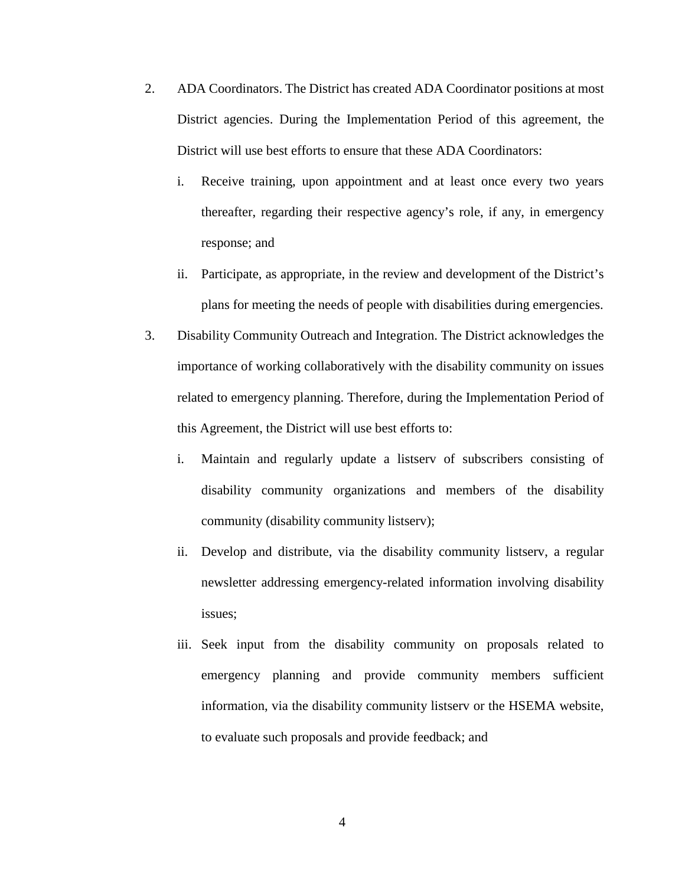2. ADA Coordinators. The District has created ADA Coordinator positions at most District agencies. During the Implementation Period of this agreement, the District will use best efforts to ensure that these ADA Coordinators:

   i. Receive training, upon appointment and at least once every two years thereafter, regarding their respective agency's role, if any, in emergency response; and

   ii. Participate, as appropriate, in the review and development of the District's plans for meeting the needs of people with disabilities during emergencies.

3. Disability Community Outreach and Integration. The District acknowledges the importance of working collaboratively with the disability community on issues related to emergency planning. Therefore, during the Implementation Period of this Agreement, the District will use best efforts to:

   i. Maintain and regularly update a listserv of subscribers consisting of disability community organizations and members of the disability community (disability community listserv);

   ii. Develop and distribute, via the disability community listserv, a regular newsletter addressing emergency-related information involving disability issues;

   iii. Seek input from the disability community on proposals related to emergency planning and provide community members sufficient information, via the disability community listserv or the HSEMA website, to evaluate such proposals and provide feedback; and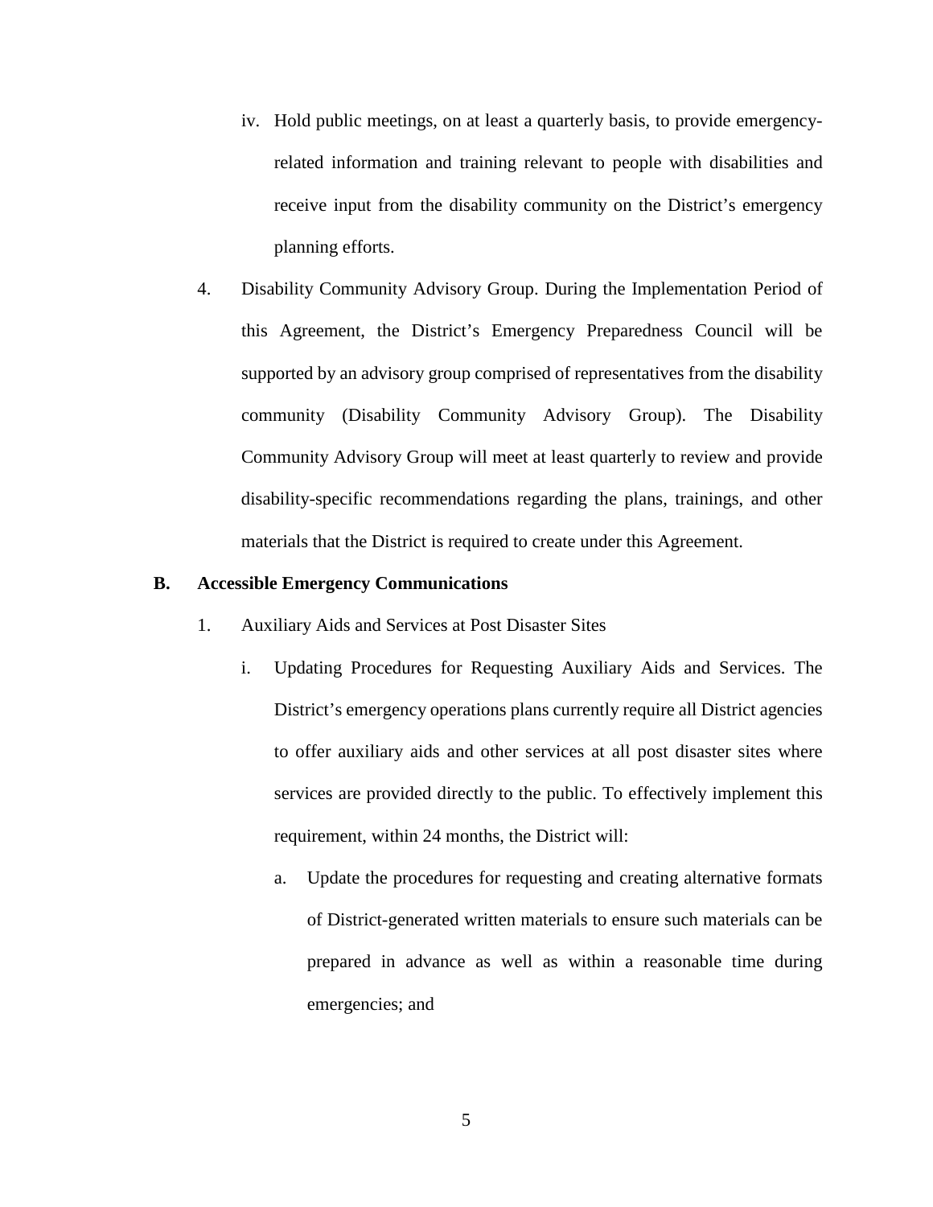iv. Hold public meetings, on at least a quarterly basis, to provide emergency-related information and training relevant to people with disabilities and receive input from the disability community on the District's emergency planning efforts.

4. Disability Community Advisory Group. During the Implementation Period of this Agreement, the District's Emergency Preparedness Council will be supported by an advisory group comprised of representatives from the disability community (Disability Community Advisory Group). The Disability Community Advisory Group will meet at least quarterly to review and provide disability-specific recommendations regarding the plans, trainings, and other materials that the District is required to create under this Agreement.

**B. Accessible Emergency Communications**

1. Auxiliary Aids and Services at Post Disaster Sites

   i. Updating Procedures for Requesting Auxiliary Aids and Services. The District's emergency operations plans currently require all District agencies to offer auxiliary aids and other services at all post disaster sites where services are provided directly to the public. To effectively implement this requirement, within 24 months, the District will:

      a. Update the procedures for requesting and creating alternative formats of District-generated written materials to ensure such materials can be prepared in advance as well as within a reasonable time during emergencies; and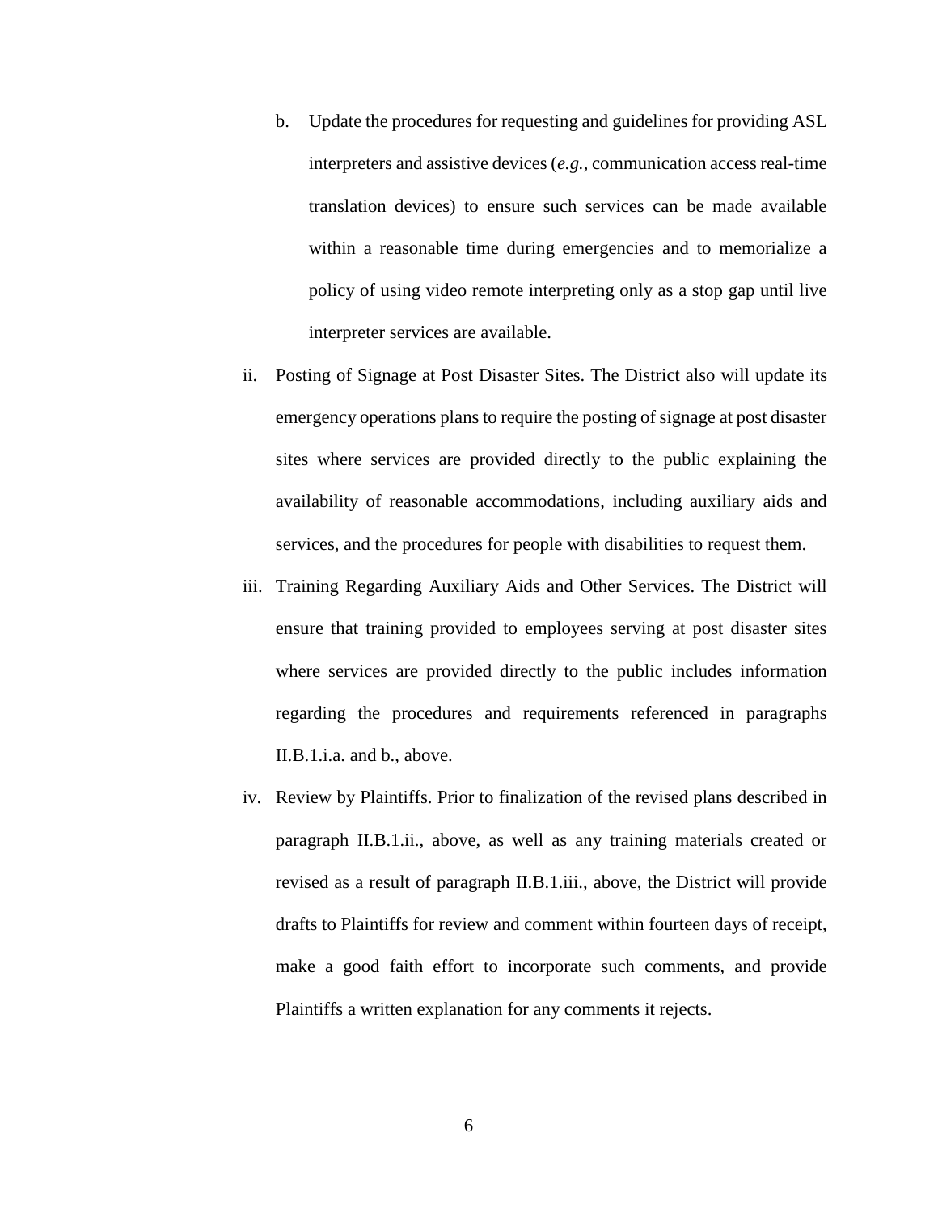b. Update the procedures for requesting and guidelines for providing ASL interpreters and assistive devices (*e.g.*, communication access real-time translation devices) to ensure such services can be made available within a reasonable time during emergencies and to memorialize a policy of using video remote interpreting only as a stop gap until live interpreter services are available.

ii. Posting of Signage at Post Disaster Sites. The District also will update its emergency operations plans to require the posting of signage at post disaster sites where services are provided directly to the public explaining the availability of reasonable accommodations, including auxiliary aids and services, and the procedures for people with disabilities to request them.

iii. Training Regarding Auxiliary Aids and Other Services. The District will ensure that training provided to employees serving at post disaster sites where services are provided directly to the public includes information regarding the procedures and requirements referenced in paragraphs II.B.1.i.a. and b., above.

iv. Review by Plaintiffs. Prior to finalization of the revised plans described in paragraph II.B.1.ii., above, as well as any training materials created or revised as a result of paragraph II.B.1.iii., above, the District will provide drafts to Plaintiffs for review and comment within fourteen days of receipt, make a good faith effort to incorporate such comments, and provide Plaintiffs a written explanation for any comments it rejects.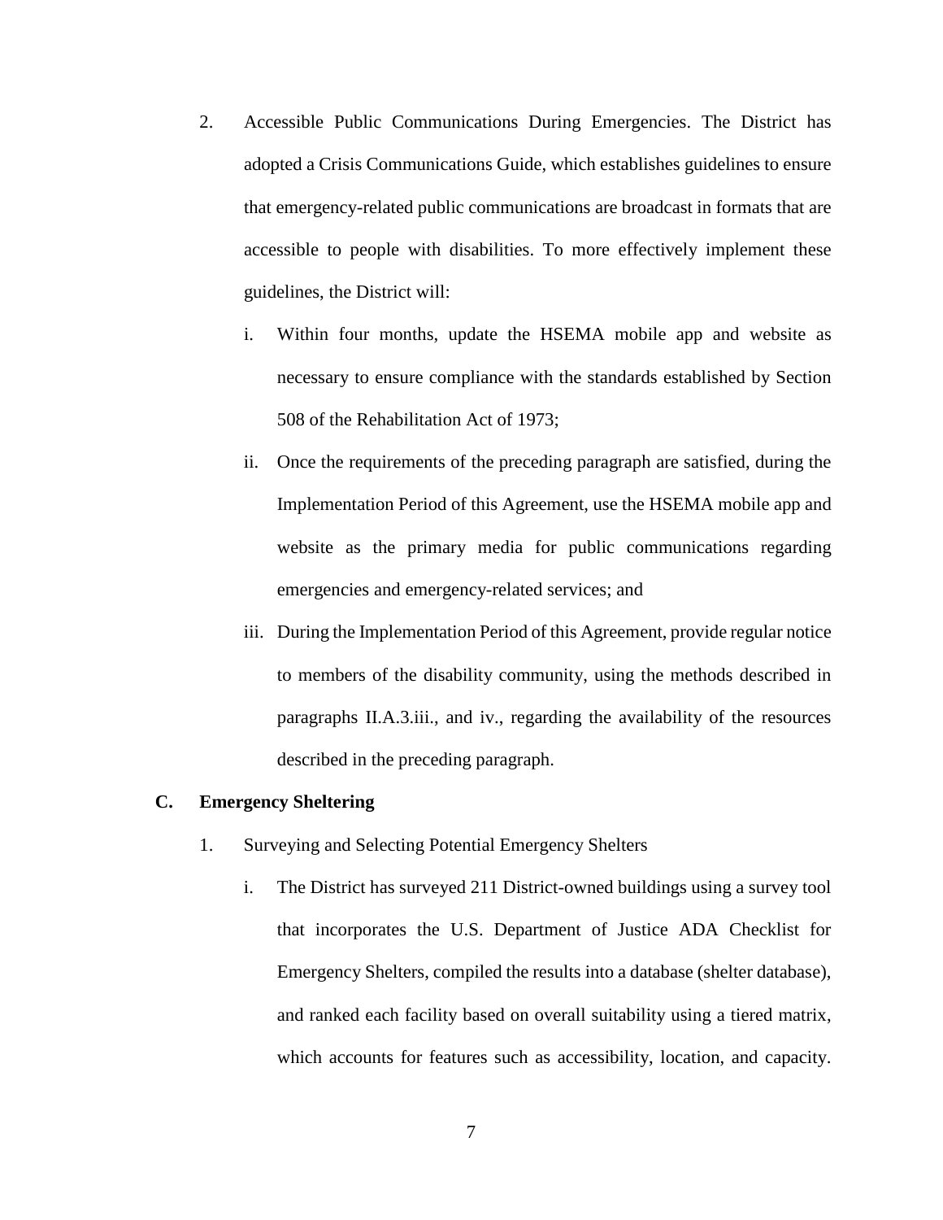2. Accessible Public Communications During Emergencies. The District has adopted a Crisis Communications Guide, which establishes guidelines to ensure that emergency-related public communications are broadcast in formats that are accessible to people with disabilities. To more effectively implement these guidelines, the District will:

    i. Within four months, update the HSEMA mobile app and website as necessary to ensure compliance with the standards established by Section 508 of the Rehabilitation Act of 1973;

    ii. Once the requirements of the preceding paragraph are satisfied, during the Implementation Period of this Agreement, use the HSEMA mobile app and website as the primary media for public communications regarding emergencies and emergency-related services; and

    iii. During the Implementation Period of this Agreement, provide regular notice to members of the disability community, using the methods described in paragraphs II.A.3.iii., and iv., regarding the availability of the resources described in the preceding paragraph.

**C. Emergency Sheltering**

1. Surveying and Selecting Potential Emergency Shelters

    i. The District has surveyed 211 District-owned buildings using a survey tool that incorporates the U.S. Department of Justice ADA Checklist for Emergency Shelters, compiled the results into a database (shelter database), and ranked each facility based on overall suitability using a tiered matrix, which accounts for features such as accessibility, location, and capacity.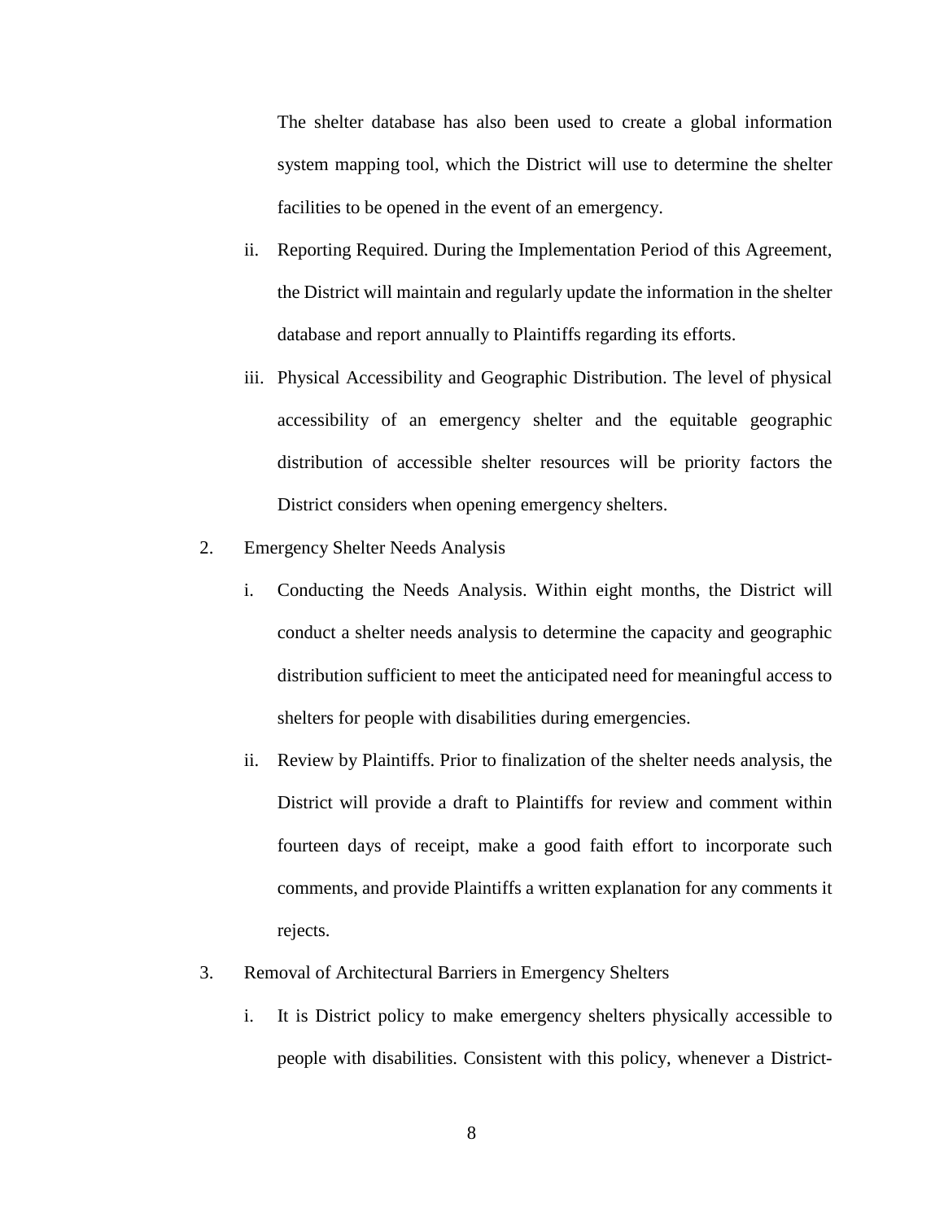The shelter database has also been used to create a global information system mapping tool, which the District will use to determine the shelter facilities to be opened in the event of an emergency.

   ii. Reporting Required. During the Implementation Period of this Agreement, the District will maintain and regularly update the information in the shelter database and report annually to Plaintiffs regarding its efforts.

   iii. Physical Accessibility and Geographic Distribution. The level of physical accessibility of an emergency shelter and the equitable geographic distribution of accessible shelter resources will be priority factors the District considers when opening emergency shelters.

2. Emergency Shelter Needs Analysis

   i. Conducting the Needs Analysis. Within eight months, the District will conduct a shelter needs analysis to determine the capacity and geographic distribution sufficient to meet the anticipated need for meaningful access to shelters for people with disabilities during emergencies.

   ii. Review by Plaintiffs. Prior to finalization of the shelter needs analysis, the District will provide a draft to Plaintiffs for review and comment within fourteen days of receipt, make a good faith effort to incorporate such comments, and provide Plaintiffs a written explanation for any comments it rejects.

3. Removal of Architectural Barriers in Emergency Shelters

   i. It is District policy to make emergency shelters physically accessible to people with disabilities. Consistent with this policy, whenever a District-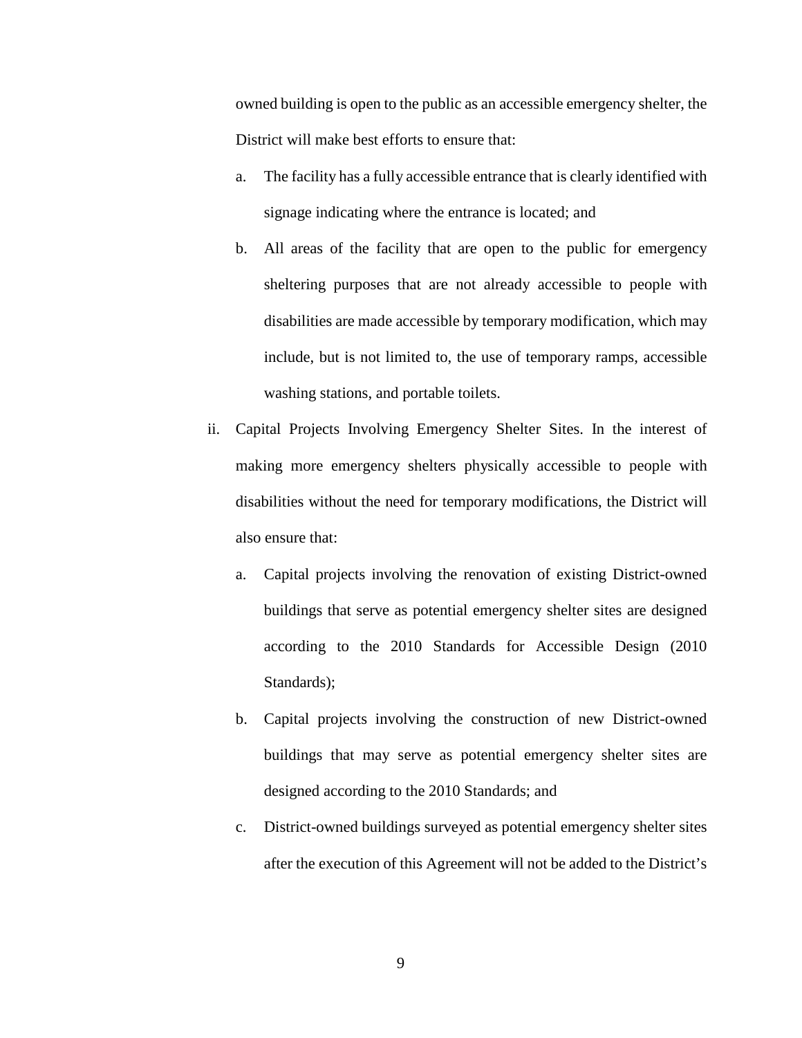owned building is open to the public as an accessible emergency shelter, the District will make best efforts to ensure that:

a. The facility has a fully accessible entrance that is clearly identified with signage indicating where the entrance is located; and

b. All areas of the facility that are open to the public for emergency sheltering purposes that are not already accessible to people with disabilities are made accessible by temporary modification, which may include, but is not limited to, the use of temporary ramps, accessible washing stations, and portable toilets.

ii. Capital Projects Involving Emergency Shelter Sites. In the interest of making more emergency shelters physically accessible to people with disabilities without the need for temporary modifications, the District will also ensure that:

a. Capital projects involving the renovation of existing District-owned buildings that serve as potential emergency shelter sites are designed according to the 2010 Standards for Accessible Design (2010 Standards);

b. Capital projects involving the construction of new District-owned buildings that may serve as potential emergency shelter sites are designed according to the 2010 Standards; and

c. District-owned buildings surveyed as potential emergency shelter sites after the execution of this Agreement will not be added to the District's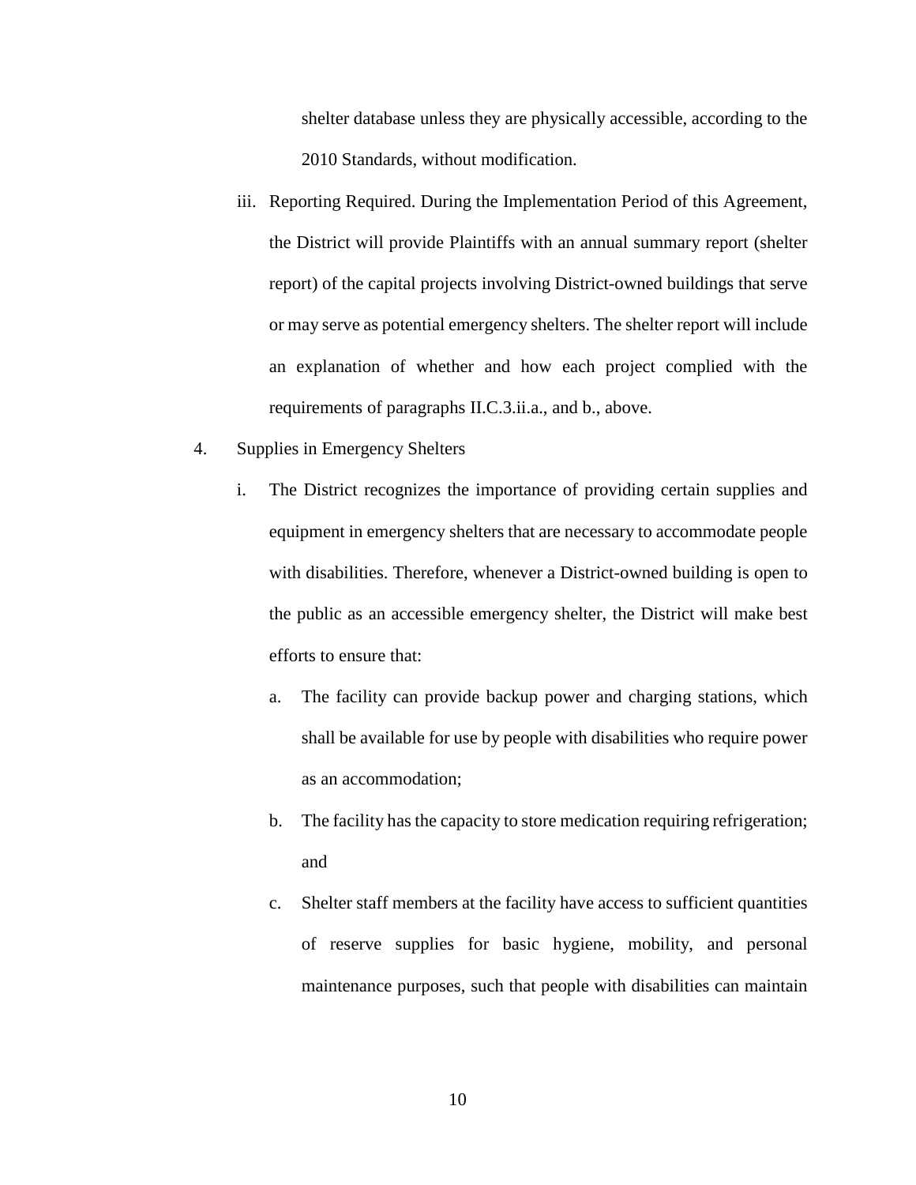shelter database unless they are physically accessible, according to the 2010 Standards, without modification.

iii. Reporting Required. During the Implementation Period of this Agreement, the District will provide Plaintiffs with an annual summary report (shelter report) of the capital projects involving District-owned buildings that serve or may serve as potential emergency shelters. The shelter report will include an explanation of whether and how each project complied with the requirements of paragraphs II.C.3.ii.a., and b., above.

4. Supplies in Emergency Shelters

   i. The District recognizes the importance of providing certain supplies and equipment in emergency shelters that are necessary to accommodate people with disabilities. Therefore, whenever a District-owned building is open to the public as an accessible emergency shelter, the District will make best efforts to ensure that:

      a. The facility can provide backup power and charging stations, which shall be available for use by people with disabilities who require power as an accommodation;

      b. The facility has the capacity to store medication requiring refrigeration; and

      c. Shelter staff members at the facility have access to sufficient quantities of reserve supplies for basic hygiene, mobility, and personal maintenance purposes, such that people with disabilities can maintain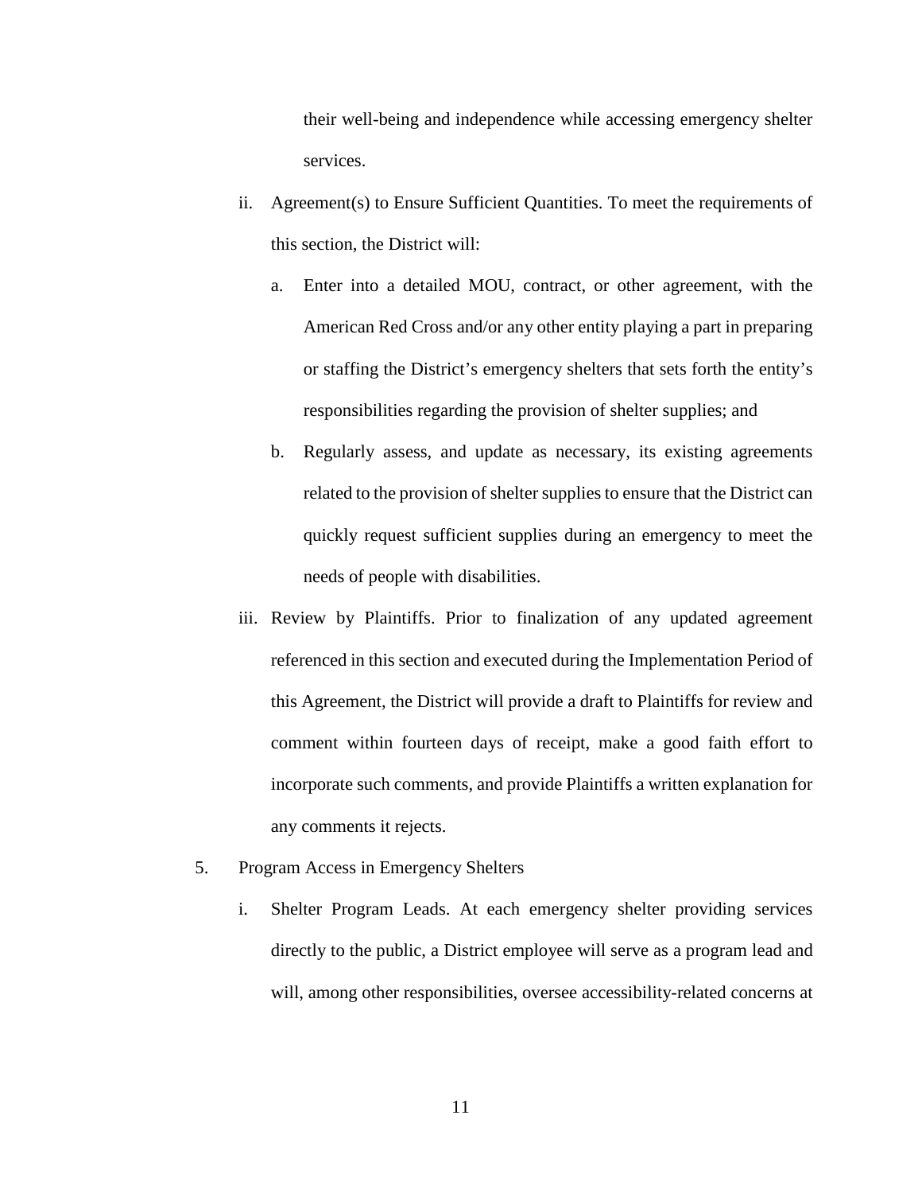their well-being and independence while accessing emergency shelter services.

ii. Agreement(s) to Ensure Sufficient Quantities. To meet the requirements of this section, the District will:

   a. Enter into a detailed MOU, contract, or other agreement, with the American Red Cross and/or any other entity playing a part in preparing or staffing the District's emergency shelters that sets forth the entity's responsibilities regarding the provision of shelter supplies; and

   b. Regularly assess, and update as necessary, its existing agreements related to the provision of shelter supplies to ensure that the District can quickly request sufficient supplies during an emergency to meet the needs of people with disabilities.

iii. Review by Plaintiffs. Prior to finalization of any updated agreement referenced in this section and executed during the Implementation Period of this Agreement, the District will provide a draft to Plaintiffs for review and comment within fourteen days of receipt, make a good faith effort to incorporate such comments, and provide Plaintiffs a written explanation for any comments it rejects.

5. Program Access in Emergency Shelters

   i. Shelter Program Leads. At each emergency shelter providing services directly to the public, a District employee will serve as a program lead and will, among other responsibilities, oversee accessibility-related concerns at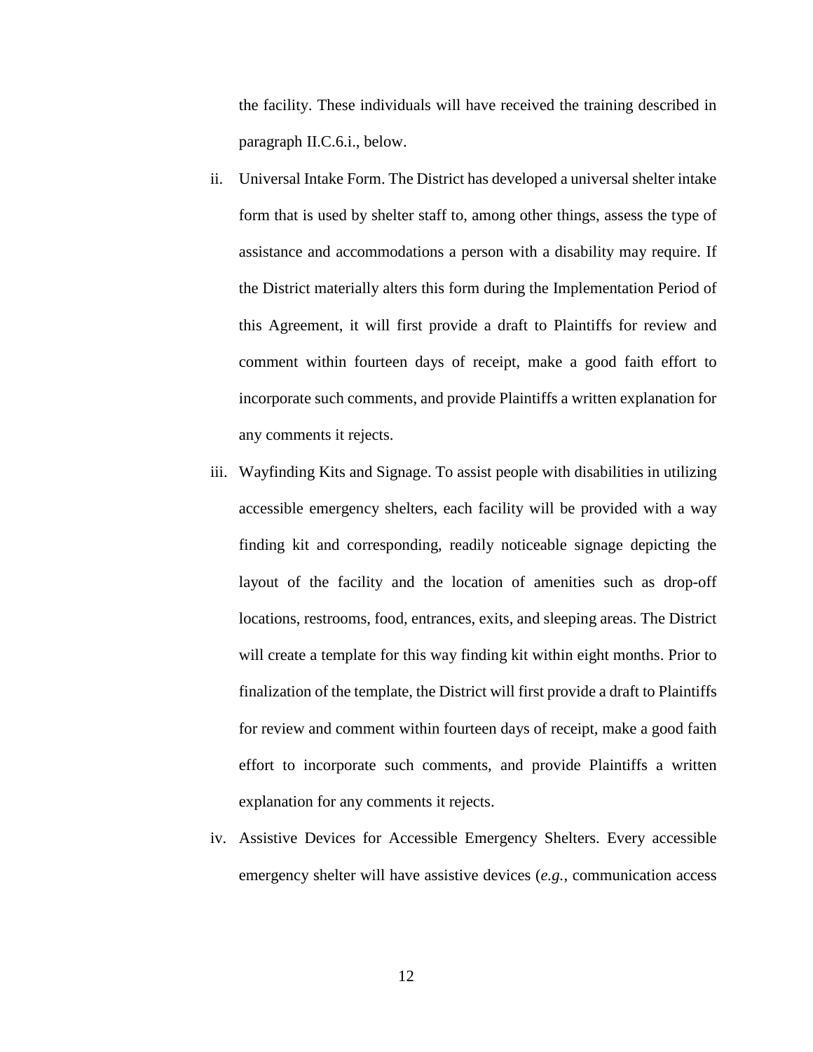the facility. These individuals will have received the training described in paragraph II.C.6.i., below.

ii. Universal Intake Form. The District has developed a universal shelter intake form that is used by shelter staff to, among other things, assess the type of assistance and accommodations a person with a disability may require. If the District materially alters this form during the Implementation Period of this Agreement, it will first provide a draft to Plaintiffs for review and comment within fourteen days of receipt, make a good faith effort to incorporate such comments, and provide Plaintiffs a written explanation for any comments it rejects.

iii. Wayfinding Kits and Signage. To assist people with disabilities in utilizing accessible emergency shelters, each facility will be provided with a way finding kit and corresponding, readily noticeable signage depicting the layout of the facility and the location of amenities such as drop-off locations, restrooms, food, entrances, exits, and sleeping areas. The District will create a template for this way finding kit within eight months. Prior to finalization of the template, the District will first provide a draft to Plaintiffs for review and comment within fourteen days of receipt, make a good faith effort to incorporate such comments, and provide Plaintiffs a written explanation for any comments it rejects.

iv. Assistive Devices for Accessible Emergency Shelters. Every accessible emergency shelter will have assistive devices (*e.g.*, communication access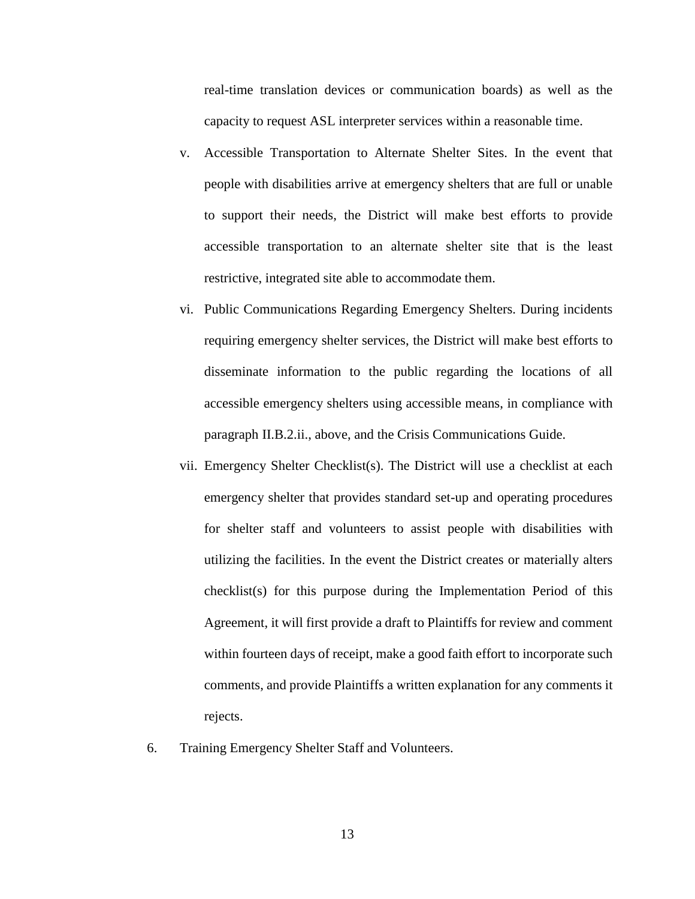real-time translation devices or communication boards) as well as the capacity to request ASL interpreter services within a reasonable time.

v. Accessible Transportation to Alternate Shelter Sites. In the event that people with disabilities arrive at emergency shelters that are full or unable to support their needs, the District will make best efforts to provide accessible transportation to an alternate shelter site that is the least restrictive, integrated site able to accommodate them.

vi. Public Communications Regarding Emergency Shelters. During incidents requiring emergency shelter services, the District will make best efforts to disseminate information to the public regarding the locations of all accessible emergency shelters using accessible means, in compliance with paragraph II.B.2.ii., above, and the Crisis Communications Guide.

vii. Emergency Shelter Checklist(s). The District will use a checklist at each emergency shelter that provides standard set-up and operating procedures for shelter staff and volunteers to assist people with disabilities with utilizing the facilities. In the event the District creates or materially alters checklist(s) for this purpose during the Implementation Period of this Agreement, it will first provide a draft to Plaintiffs for review and comment within fourteen days of receipt, make a good faith effort to incorporate such comments, and provide Plaintiffs a written explanation for any comments it rejects.

6. Training Emergency Shelter Staff and Volunteers.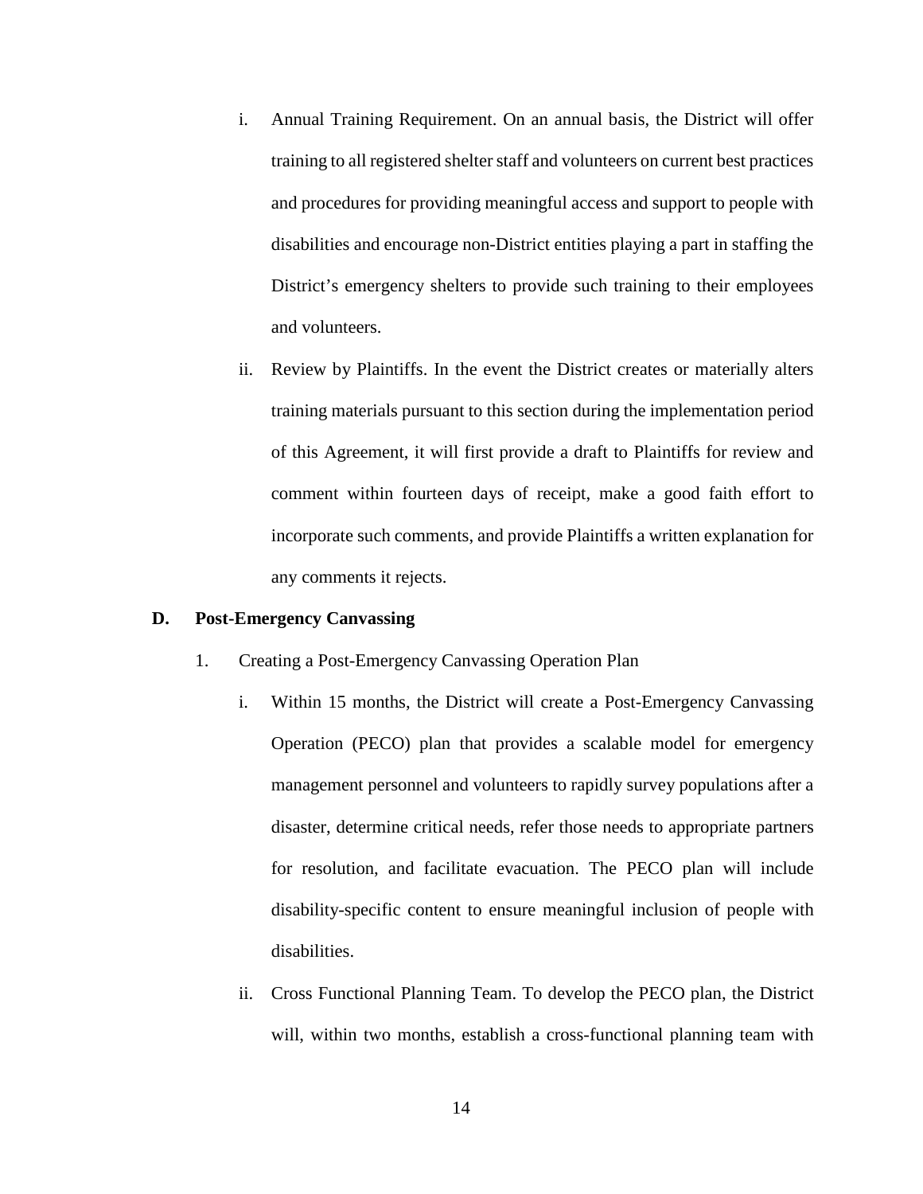i. Annual Training Requirement. On an annual basis, the District will offer training to all registered shelter staff and volunteers on current best practices and procedures for providing meaningful access and support to people with disabilities and encourage non-District entities playing a part in staffing the District's emergency shelters to provide such training to their employees and volunteers.

ii. Review by Plaintiffs. In the event the District creates or materially alters training materials pursuant to this section during the implementation period of this Agreement, it will first provide a draft to Plaintiffs for review and comment within fourteen days of receipt, make a good faith effort to incorporate such comments, and provide Plaintiffs a written explanation for any comments it rejects.

**D. Post-Emergency Canvassing**

1. Creating a Post-Emergency Canvassing Operation Plan

   i. Within 15 months, the District will create a Post-Emergency Canvassing Operation (PECO) plan that provides a scalable model for emergency management personnel and volunteers to rapidly survey populations after a disaster, determine critical needs, refer those needs to appropriate partners for resolution, and facilitate evacuation. The PECO plan will include disability-specific content to ensure meaningful inclusion of people with disabilities.

   ii. Cross Functional Planning Team. To develop the PECO plan, the District will, within two months, establish a cross-functional planning team with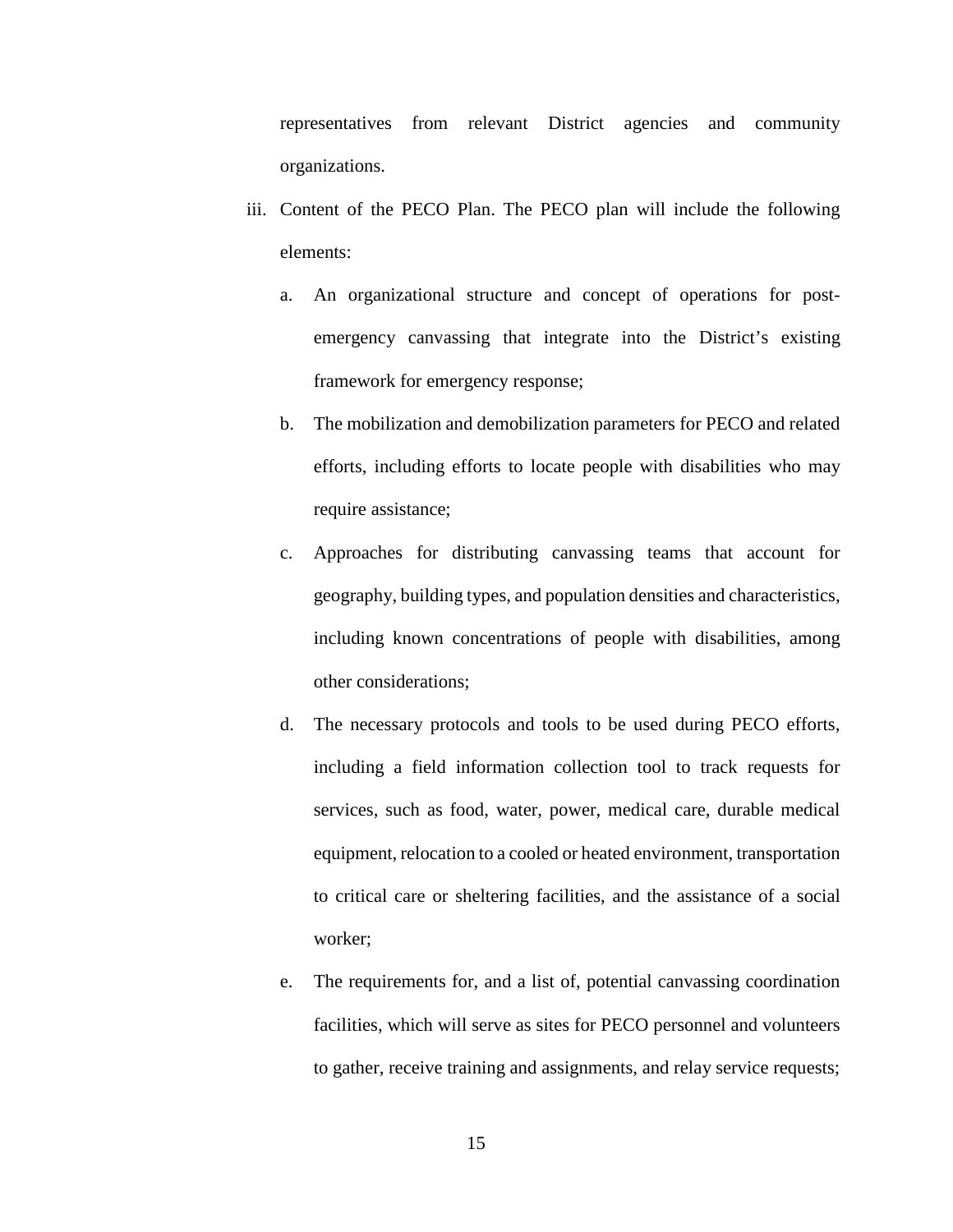representatives from relevant District agencies and community organizations.

iii. Content of the PECO Plan. The PECO plan will include the following elements:

   a. An organizational structure and concept of operations for post-emergency canvassing that integrate into the District's existing framework for emergency response;

   b. The mobilization and demobilization parameters for PECO and related efforts, including efforts to locate people with disabilities who may require assistance;

   c. Approaches for distributing canvassing teams that account for geography, building types, and population densities and characteristics, including known concentrations of people with disabilities, among other considerations;

   d. The necessary protocols and tools to be used during PECO efforts, including a field information collection tool to track requests for services, such as food, water, power, medical care, durable medical equipment, relocation to a cooled or heated environment, transportation to critical care or sheltering facilities, and the assistance of a social worker;

   e. The requirements for, and a list of, potential canvassing coordination facilities, which will serve as sites for PECO personnel and volunteers to gather, receive training and assignments, and relay service requests;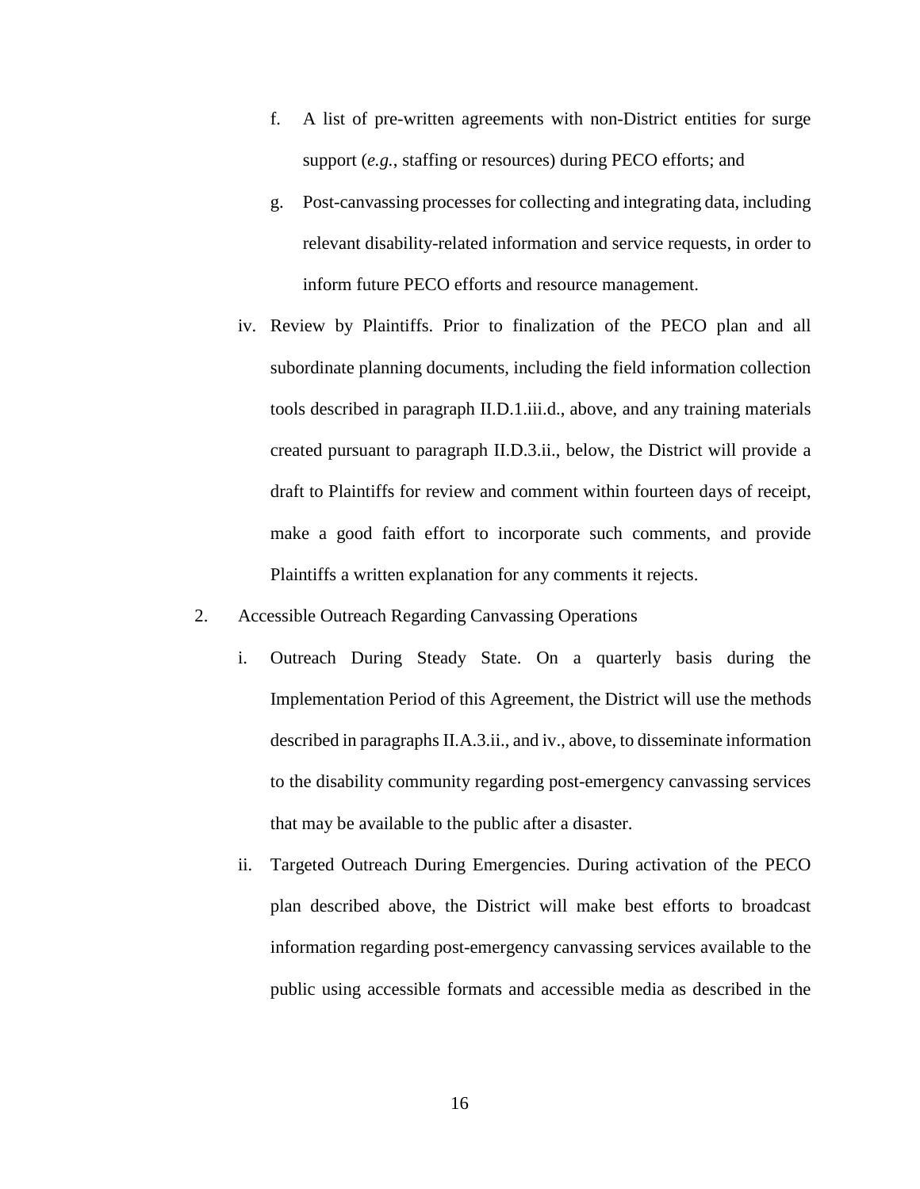f. A list of pre-written agreements with non-District entities for surge support (*e.g.*, staffing or resources) during PECO efforts; and

g. Post-canvassing processes for collecting and integrating data, including relevant disability-related information and service requests, in order to inform future PECO efforts and resource management.

iv. Review by Plaintiffs. Prior to finalization of the PECO plan and all subordinate planning documents, including the field information collection tools described in paragraph II.D.1.iii.d., above, and any training materials created pursuant to paragraph II.D.3.ii., below, the District will provide a draft to Plaintiffs for review and comment within fourteen days of receipt, make a good faith effort to incorporate such comments, and provide Plaintiffs a written explanation for any comments it rejects.

2. Accessible Outreach Regarding Canvassing Operations

i. Outreach During Steady State. On a quarterly basis during the Implementation Period of this Agreement, the District will use the methods described in paragraphs II.A.3.ii., and iv., above, to disseminate information to the disability community regarding post-emergency canvassing services that may be available to the public after a disaster.

ii. Targeted Outreach During Emergencies. During activation of the PECO plan described above, the District will make best efforts to broadcast information regarding post-emergency canvassing services available to the public using accessible formats and accessible media as described in the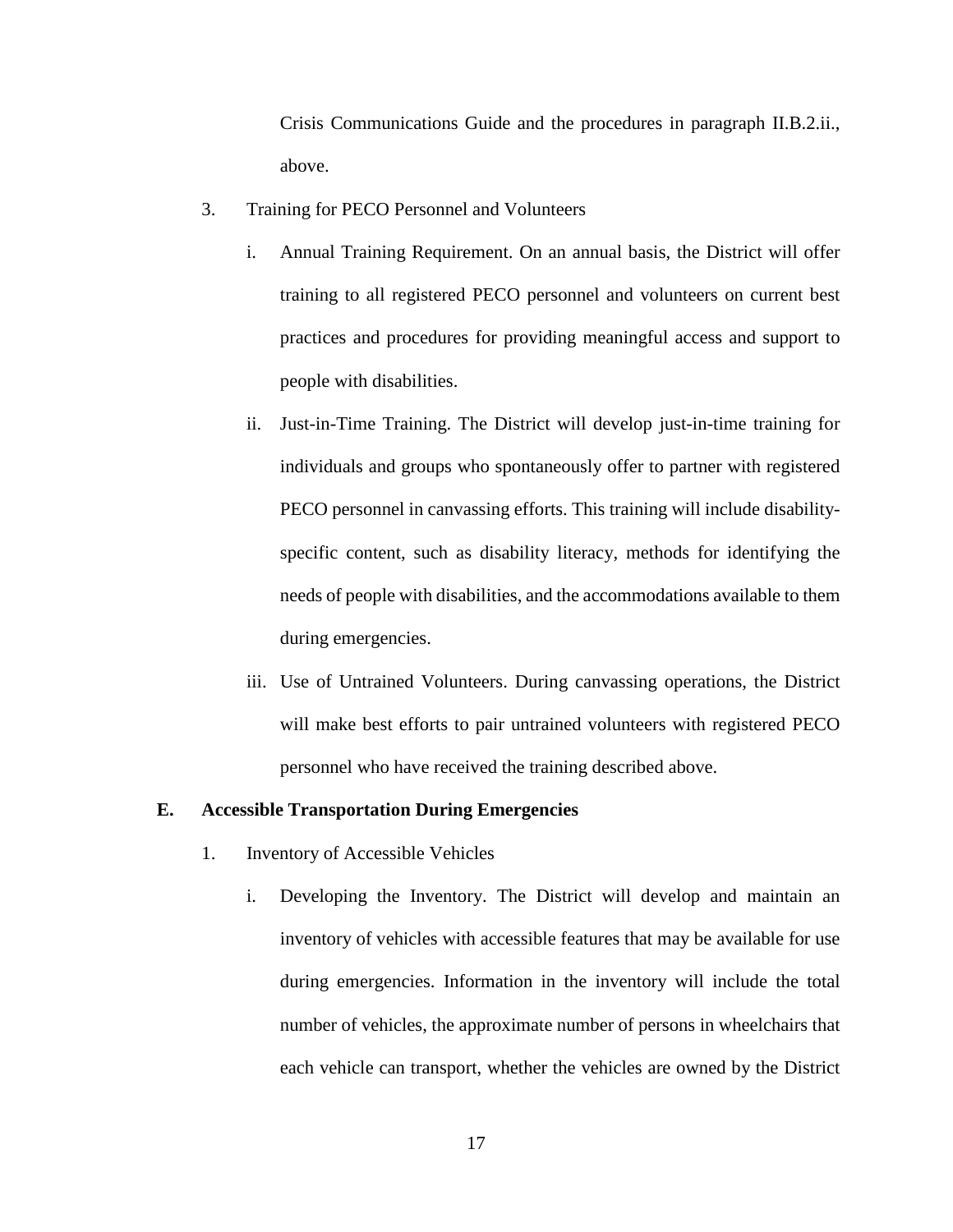Crisis Communications Guide and the procedures in paragraph II.B.2.ii., above.

3. Training for PECO Personnel and Volunteers

   i. Annual Training Requirement. On an annual basis, the District will offer training to all registered PECO personnel and volunteers on current best practices and procedures for providing meaningful access and support to people with disabilities.

   ii. Just-in-Time Training. The District will develop just-in-time training for individuals and groups who spontaneously offer to partner with registered PECO personnel in canvassing efforts. This training will include disability-specific content, such as disability literacy, methods for identifying the needs of people with disabilities, and the accommodations available to them during emergencies.

   iii. Use of Untrained Volunteers. During canvassing operations, the District will make best efforts to pair untrained volunteers with registered PECO personnel who have received the training described above.

**E. Accessible Transportation During Emergencies**

1. Inventory of Accessible Vehicles

   i. Developing the Inventory. The District will develop and maintain an inventory of vehicles with accessible features that may be available for use during emergencies. Information in the inventory will include the total number of vehicles, the approximate number of persons in wheelchairs that each vehicle can transport, whether the vehicles are owned by the District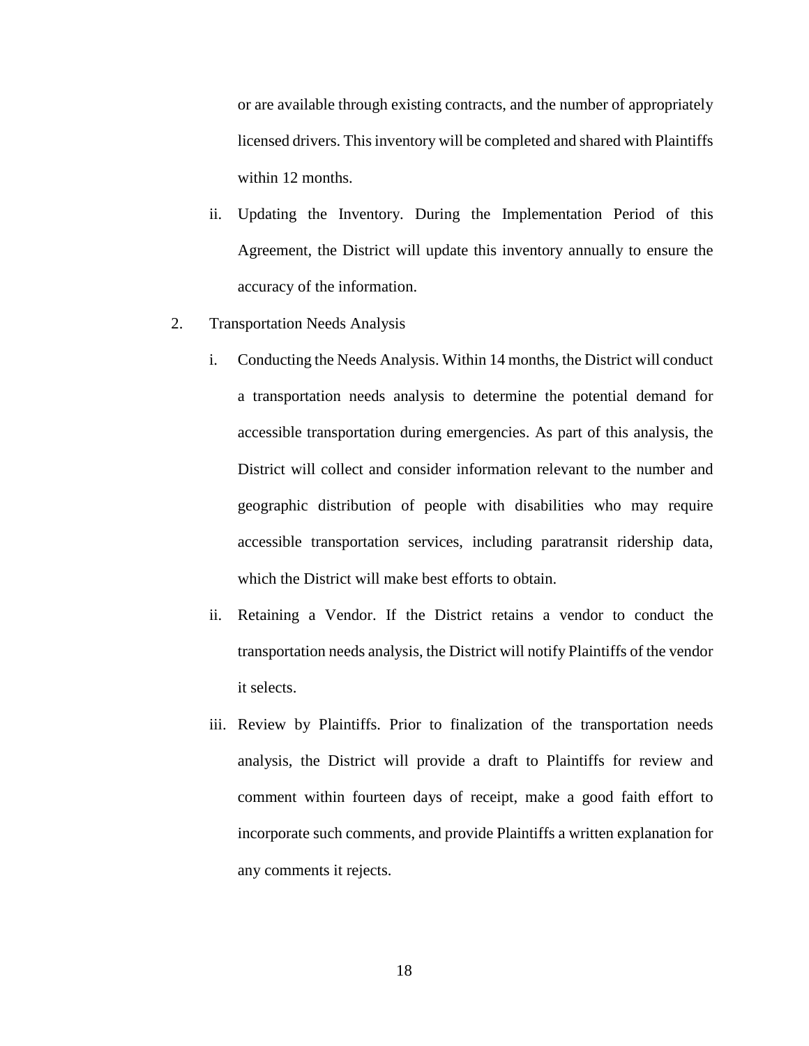or are available through existing contracts, and the number of appropriately licensed drivers. This inventory will be completed and shared with Plaintiffs within 12 months.

ii. Updating the Inventory. During the Implementation Period of this Agreement, the District will update this inventory annually to ensure the accuracy of the information.

2. Transportation Needs Analysis

   i. Conducting the Needs Analysis. Within 14 months, the District will conduct a transportation needs analysis to determine the potential demand for accessible transportation during emergencies. As part of this analysis, the District will collect and consider information relevant to the number and geographic distribution of people with disabilities who may require accessible transportation services, including paratransit ridership data, which the District will make best efforts to obtain.

   ii. Retaining a Vendor. If the District retains a vendor to conduct the transportation needs analysis, the District will notify Plaintiffs of the vendor it selects.

   iii. Review by Plaintiffs. Prior to finalization of the transportation needs analysis, the District will provide a draft to Plaintiffs for review and comment within fourteen days of receipt, make a good faith effort to incorporate such comments, and provide Plaintiffs a written explanation for any comments it rejects.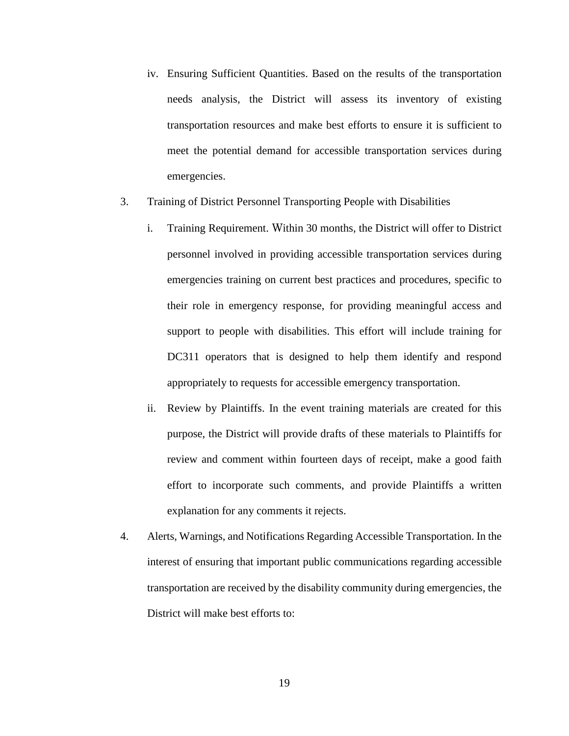iv. Ensuring Sufficient Quantities. Based on the results of the transportation needs analysis, the District will assess its inventory of existing transportation resources and make best efforts to ensure it is sufficient to meet the potential demand for accessible transportation services during emergencies.

3. Training of District Personnel Transporting People with Disabilities

   i. Training Requirement. Within 30 months, the District will offer to District personnel involved in providing accessible transportation services during emergencies training on current best practices and procedures, specific to their role in emergency response, for providing meaningful access and support to people with disabilities. This effort will include training for DC311 operators that is designed to help them identify and respond appropriately to requests for accessible emergency transportation.

   ii. Review by Plaintiffs. In the event training materials are created for this purpose, the District will provide drafts of these materials to Plaintiffs for review and comment within fourteen days of receipt, make a good faith effort to incorporate such comments, and provide Plaintiffs a written explanation for any comments it rejects.

4. Alerts, Warnings, and Notifications Regarding Accessible Transportation. In the interest of ensuring that important public communications regarding accessible transportation are received by the disability community during emergencies, the District will make best efforts to: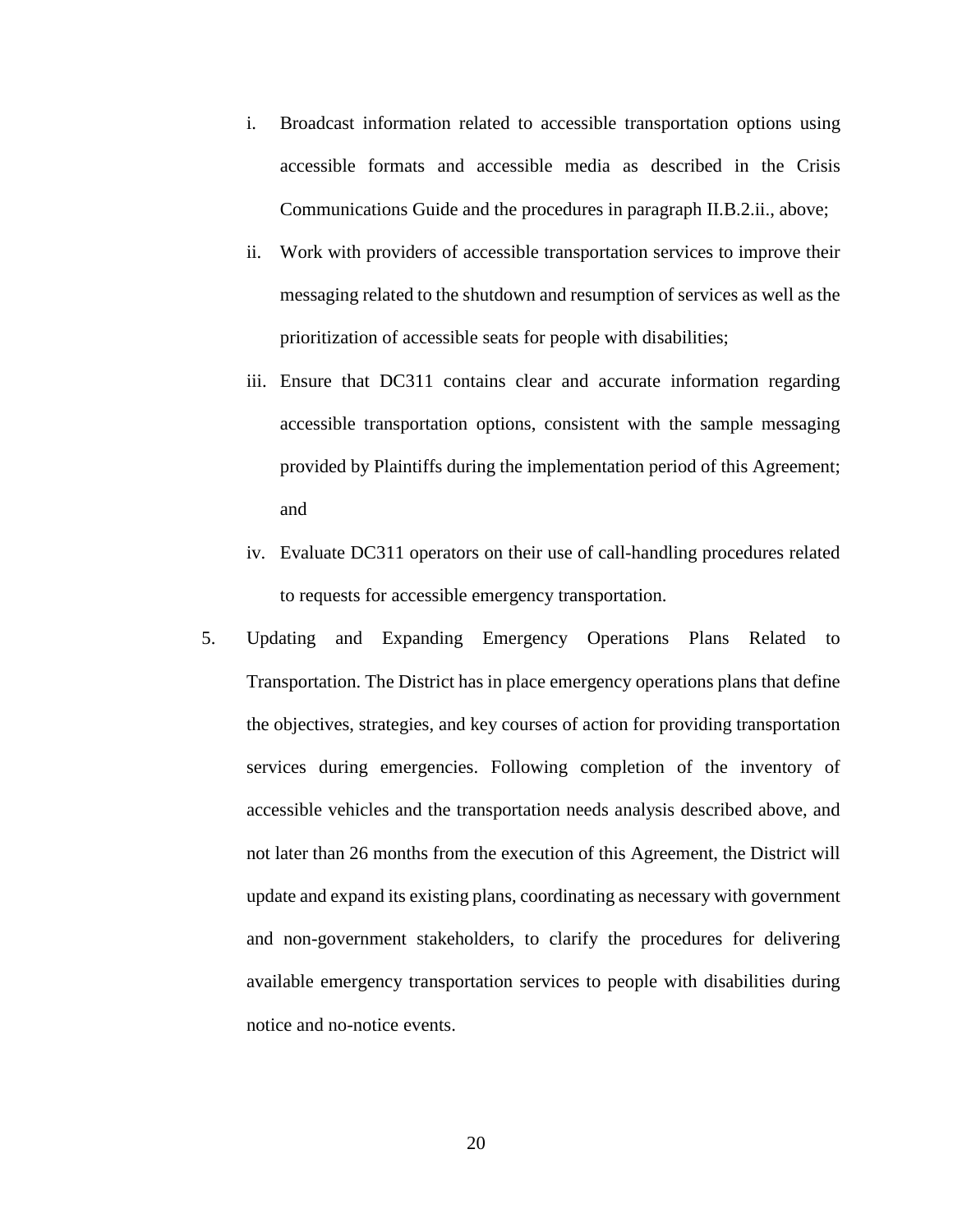i. Broadcast information related to accessible transportation options using accessible formats and accessible media as described in the Crisis Communications Guide and the procedures in paragraph II.B.2.ii., above;

ii. Work with providers of accessible transportation services to improve their messaging related to the shutdown and resumption of services as well as the prioritization of accessible seats for people with disabilities;

iii. Ensure that DC311 contains clear and accurate information regarding accessible transportation options, consistent with the sample messaging provided by Plaintiffs during the implementation period of this Agreement; and

iv. Evaluate DC311 operators on their use of call-handling procedures related to requests for accessible emergency transportation.

5. Updating and Expanding Emergency Operations Plans Related to Transportation. The District has in place emergency operations plans that define the objectives, strategies, and key courses of action for providing transportation services during emergencies. Following completion of the inventory of accessible vehicles and the transportation needs analysis described above, and not later than 26 months from the execution of this Agreement, the District will update and expand its existing plans, coordinating as necessary with government and non-government stakeholders, to clarify the procedures for delivering available emergency transportation services to people with disabilities during notice and no-notice events.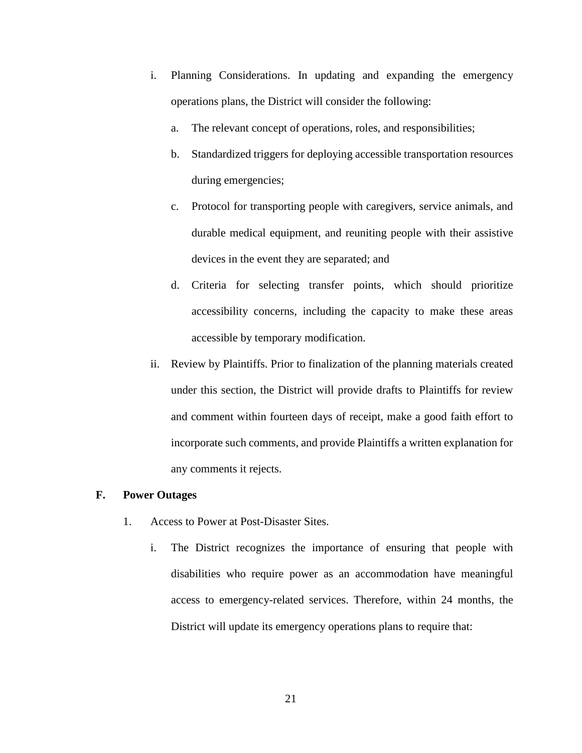i. Planning Considerations. In updating and expanding the emergency operations plans, the District will consider the following:

   a. The relevant concept of operations, roles, and responsibilities;

   b. Standardized triggers for deploying accessible transportation resources during emergencies;

   c. Protocol for transporting people with caregivers, service animals, and durable medical equipment, and reuniting people with their assistive devices in the event they are separated; and

   d. Criteria for selecting transfer points, which should prioritize accessibility concerns, including the capacity to make these areas accessible by temporary modification.

ii. Review by Plaintiffs. Prior to finalization of the planning materials created under this section, the District will provide drafts to Plaintiffs for review and comment within fourteen days of receipt, make a good faith effort to incorporate such comments, and provide Plaintiffs a written explanation for any comments it rejects.

**F. Power Outages**

1. Access to Power at Post-Disaster Sites.

   i. The District recognizes the importance of ensuring that people with disabilities who require power as an accommodation have meaningful access to emergency-related services. Therefore, within 24 months, the District will update its emergency operations plans to require that: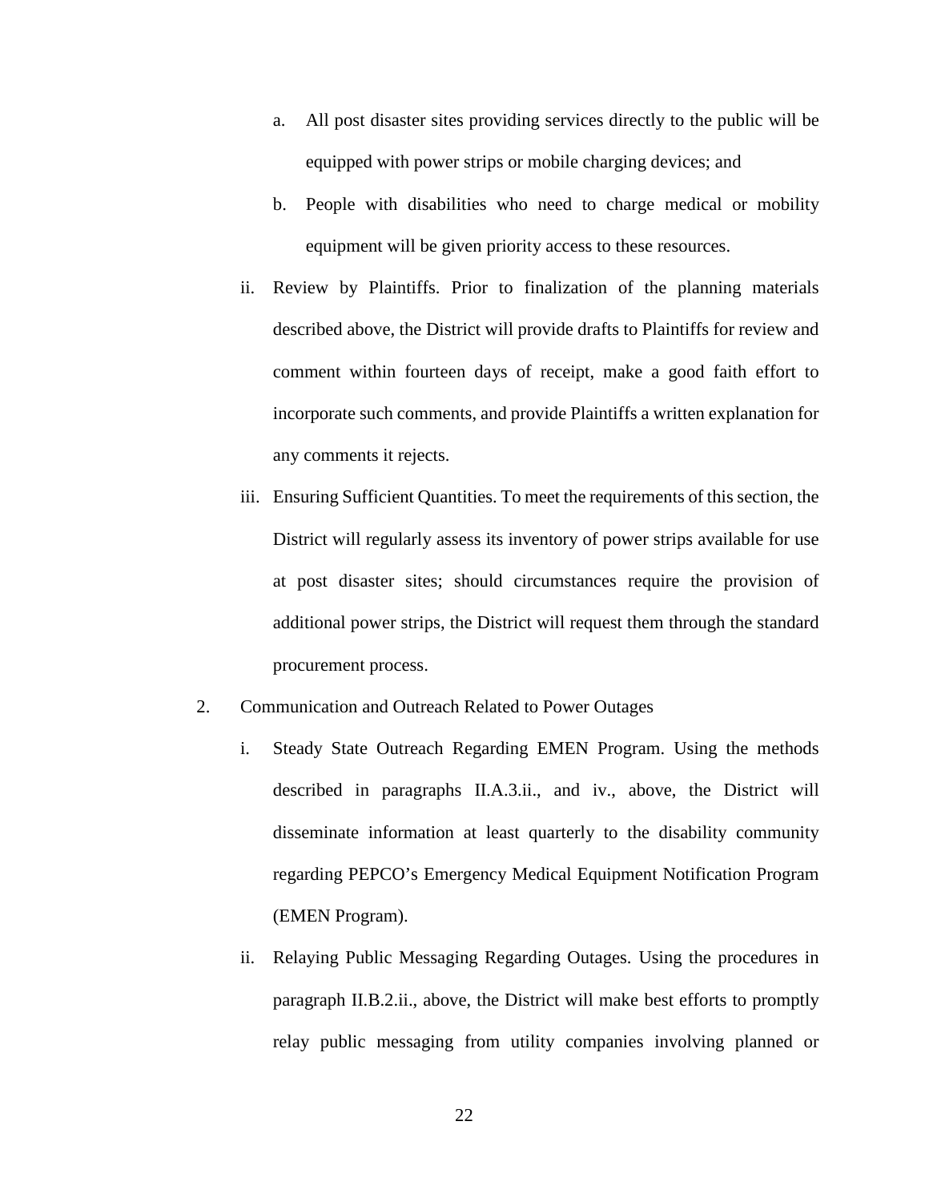a. All post disaster sites providing services directly to the public will be equipped with power strips or mobile charging devices; and

b. People with disabilities who need to charge medical or mobility equipment will be given priority access to these resources.

ii. Review by Plaintiffs. Prior to finalization of the planning materials described above, the District will provide drafts to Plaintiffs for review and comment within fourteen days of receipt, make a good faith effort to incorporate such comments, and provide Plaintiffs a written explanation for any comments it rejects.

iii. Ensuring Sufficient Quantities. To meet the requirements of this section, the District will regularly assess its inventory of power strips available for use at post disaster sites; should circumstances require the provision of additional power strips, the District will request them through the standard procurement process.

2. Communication and Outreach Related to Power Outages

i. Steady State Outreach Regarding EMEN Program. Using the methods described in paragraphs II.A.3.ii., and iv., above, the District will disseminate information at least quarterly to the disability community regarding PEPCO's Emergency Medical Equipment Notification Program (EMEN Program).

ii. Relaying Public Messaging Regarding Outages. Using the procedures in paragraph II.B.2.ii., above, the District will make best efforts to promptly relay public messaging from utility companies involving planned or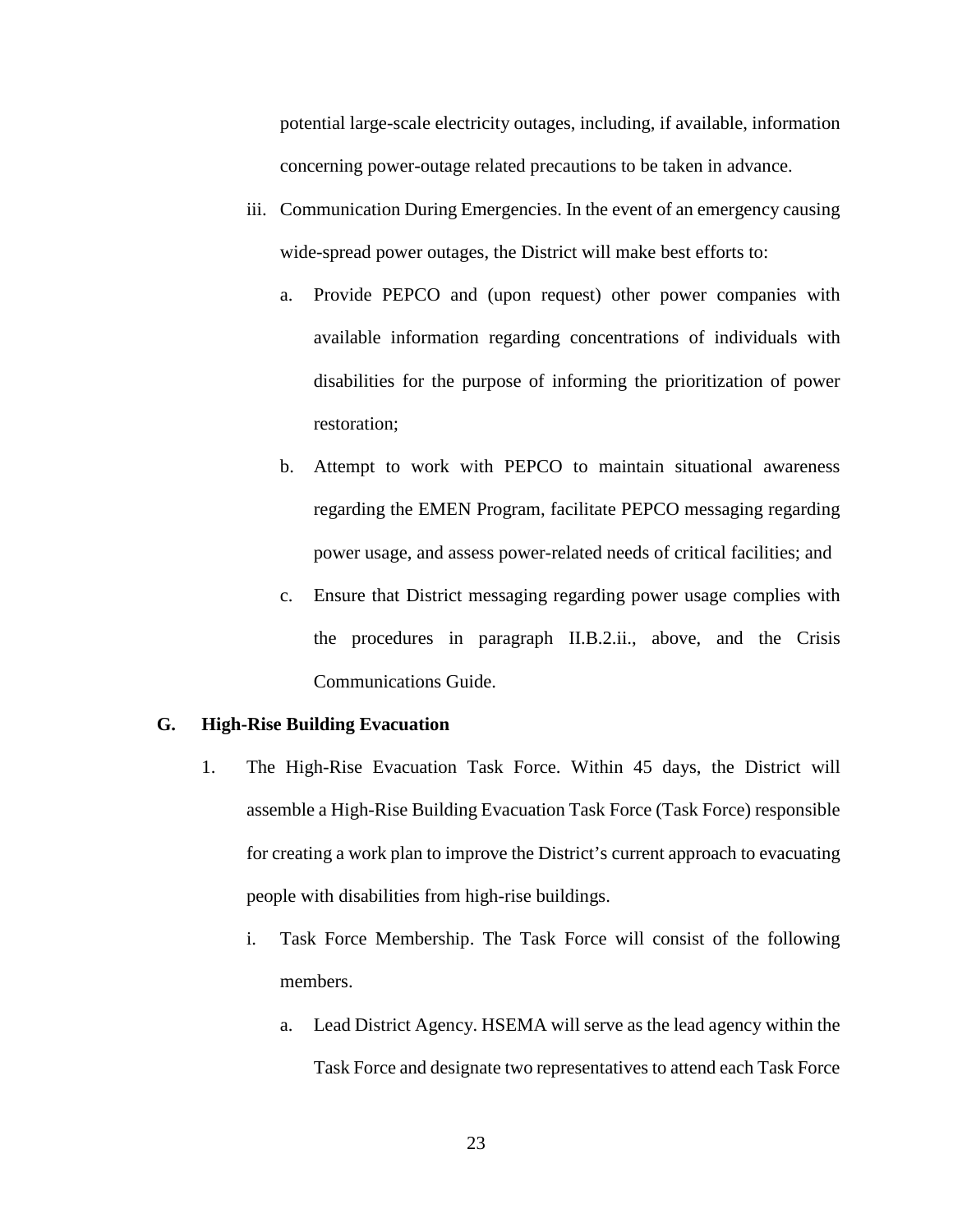potential large-scale electricity outages, including, if available, information concerning power-outage related precautions to be taken in advance.

iii. Communication During Emergencies. In the event of an emergency causing wide-spread power outages, the District will make best efforts to:

   a. Provide PEPCO and (upon request) other power companies with available information regarding concentrations of individuals with disabilities for the purpose of informing the prioritization of power restoration;

   b. Attempt to work with PEPCO to maintain situational awareness regarding the EMEN Program, facilitate PEPCO messaging regarding power usage, and assess power-related needs of critical facilities; and

   c. Ensure that District messaging regarding power usage complies with the procedures in paragraph II.B.2.ii., above, and the Crisis Communications Guide.

**G. High-Rise Building Evacuation**

1. The High-Rise Evacuation Task Force. Within 45 days, the District will assemble a High-Rise Building Evacuation Task Force (Task Force) responsible for creating a work plan to improve the District's current approach to evacuating people with disabilities from high-rise buildings.

   i. Task Force Membership. The Task Force will consist of the following members.

      a. Lead District Agency. HSEMA will serve as the lead agency within the Task Force and designate two representatives to attend each Task Force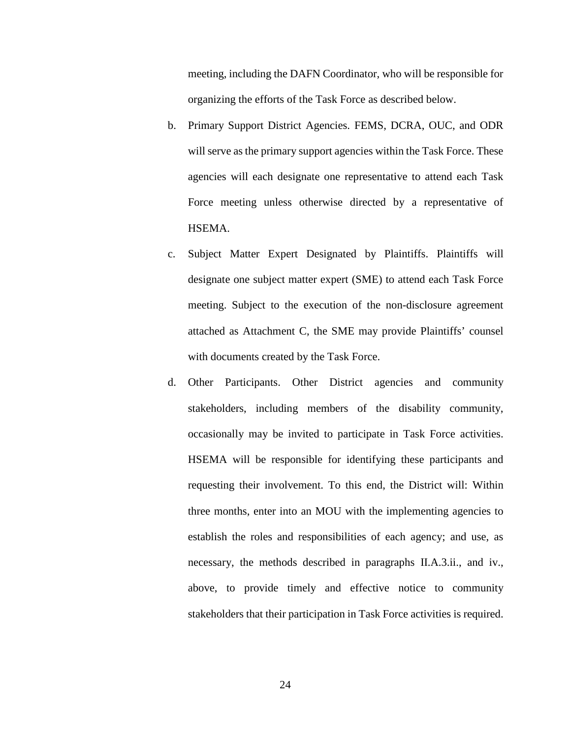meeting, including the DAFN Coordinator, who will be responsible for organizing the efforts of the Task Force as described below.

b. Primary Support District Agencies. FEMS, DCRA, OUC, and ODR will serve as the primary support agencies within the Task Force. These agencies will each designate one representative to attend each Task Force meeting unless otherwise directed by a representative of HSEMA.

c. Subject Matter Expert Designated by Plaintiffs. Plaintiffs will designate one subject matter expert (SME) to attend each Task Force meeting. Subject to the execution of the non-disclosure agreement attached as Attachment C, the SME may provide Plaintiffs' counsel with documents created by the Task Force.

d. Other Participants. Other District agencies and community stakeholders, including members of the disability community, occasionally may be invited to participate in Task Force activities. HSEMA will be responsible for identifying these participants and requesting their involvement. To this end, the District will: Within three months, enter into an MOU with the implementing agencies to establish the roles and responsibilities of each agency; and use, as necessary, the methods described in paragraphs II.A.3.ii., and iv., above, to provide timely and effective notice to community stakeholders that their participation in Task Force activities is required.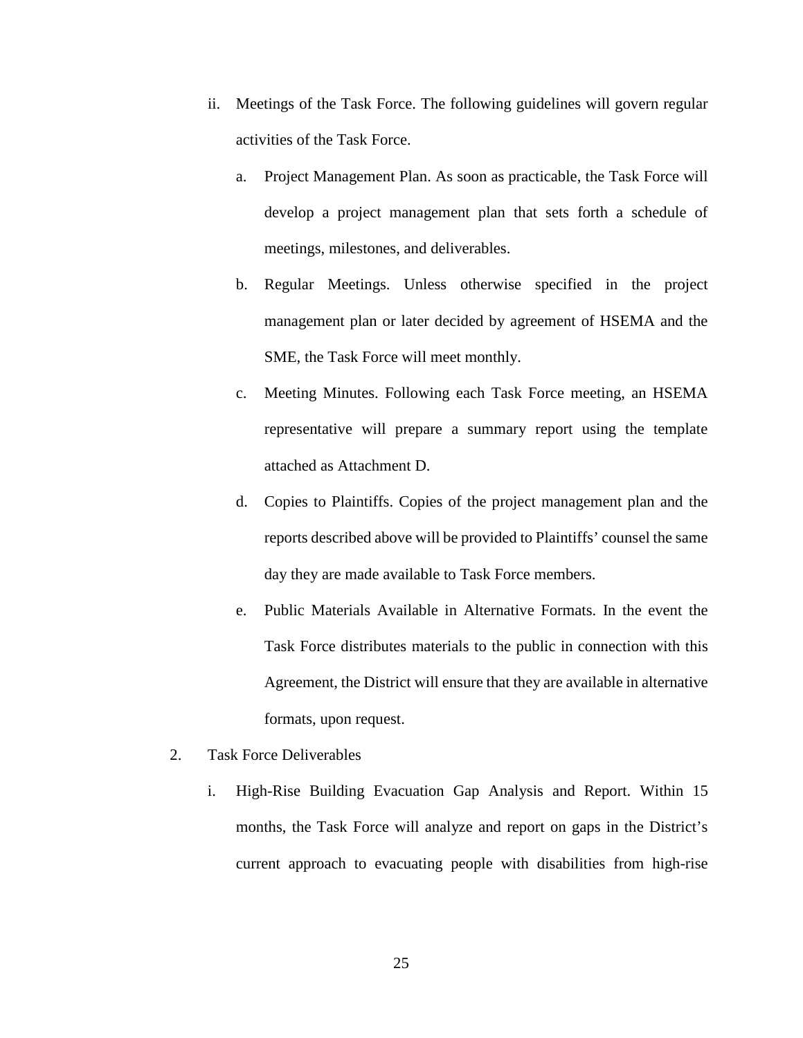ii. Meetings of the Task Force. The following guidelines will govern regular activities of the Task Force.

   a. Project Management Plan. As soon as practicable, the Task Force will develop a project management plan that sets forth a schedule of meetings, milestones, and deliverables.

   b. Regular Meetings. Unless otherwise specified in the project management plan or later decided by agreement of HSEMA and the SME, the Task Force will meet monthly.

   c. Meeting Minutes. Following each Task Force meeting, an HSEMA representative will prepare a summary report using the template attached as Attachment D.

   d. Copies to Plaintiffs. Copies of the project management plan and the reports described above will be provided to Plaintiffs' counsel the same day they are made available to Task Force members.

   e. Public Materials Available in Alternative Formats. In the event the Task Force distributes materials to the public in connection with this Agreement, the District will ensure that they are available in alternative formats, upon request.

2. Task Force Deliverables

   i. High-Rise Building Evacuation Gap Analysis and Report. Within 15 months, the Task Force will analyze and report on gaps in the District's current approach to evacuating people with disabilities from high-rise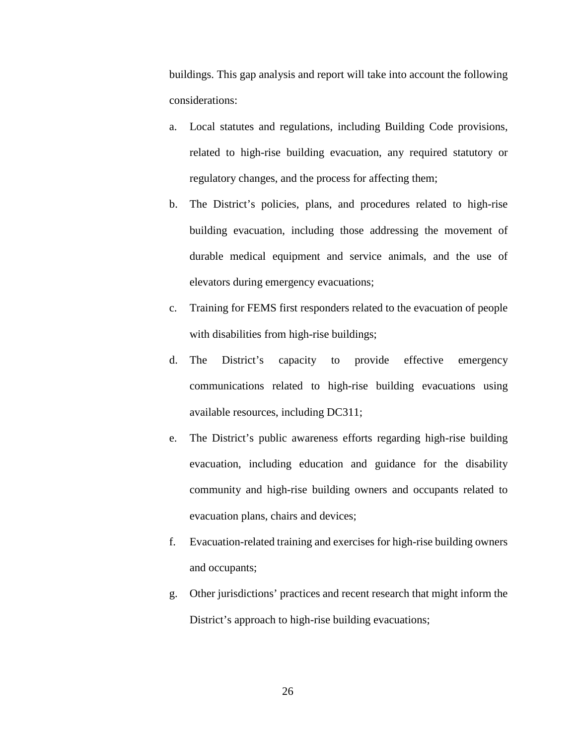buildings. This gap analysis and report will take into account the following considerations:

a. Local statutes and regulations, including Building Code provisions, related to high-rise building evacuation, any required statutory or regulatory changes, and the process for affecting them;

b. The District's policies, plans, and procedures related to high-rise building evacuation, including those addressing the movement of durable medical equipment and service animals, and the use of elevators during emergency evacuations;

c. Training for FEMS first responders related to the evacuation of people with disabilities from high-rise buildings;

d. The District's capacity to provide effective emergency communications related to high-rise building evacuations using available resources, including DC311;

e. The District's public awareness efforts regarding high-rise building evacuation, including education and guidance for the disability community and high-rise building owners and occupants related to evacuation plans, chairs and devices;

f. Evacuation-related training and exercises for high-rise building owners and occupants;

g. Other jurisdictions' practices and recent research that might inform the District's approach to high-rise building evacuations;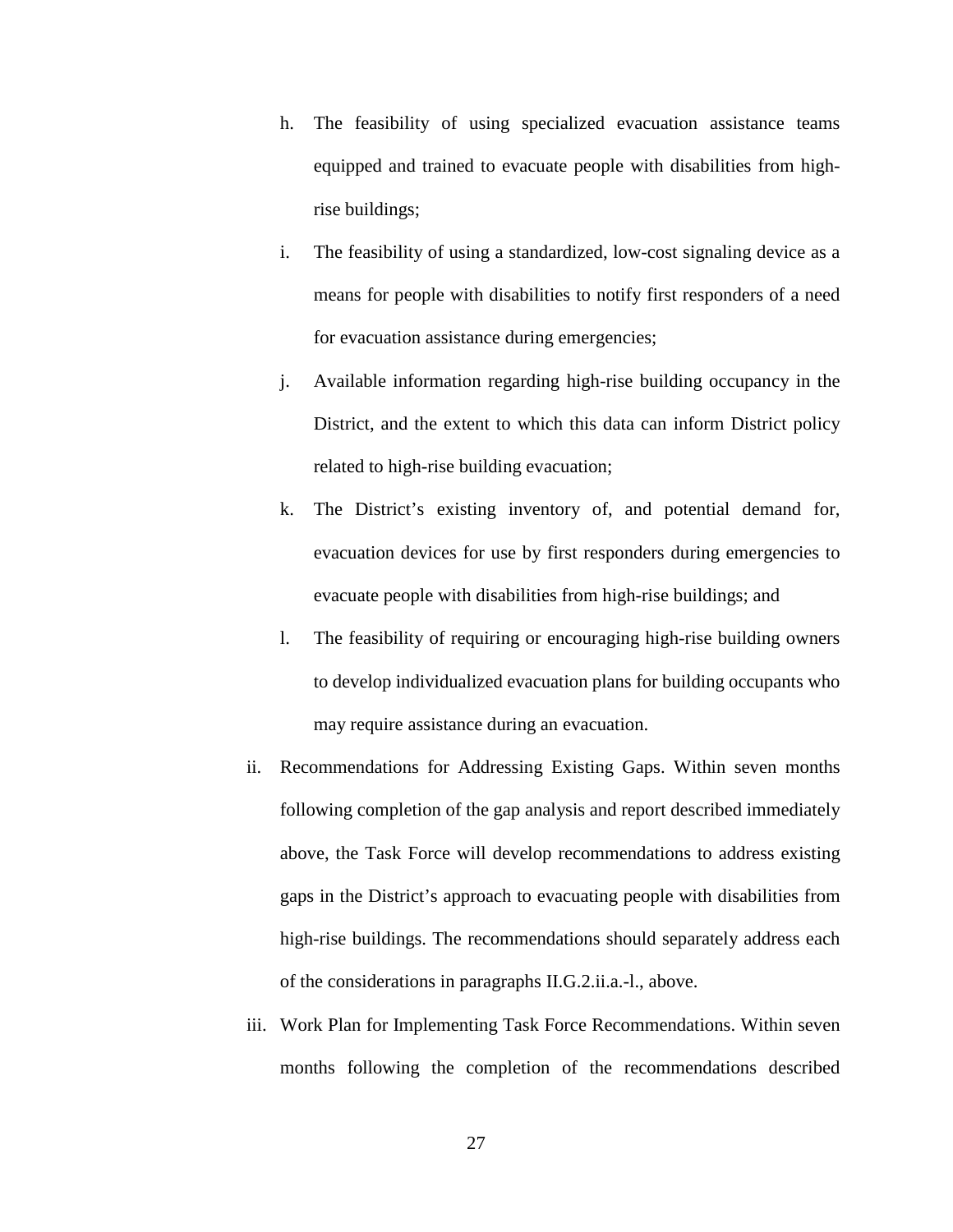h. The feasibility of using specialized evacuation assistance teams equipped and trained to evacuate people with disabilities from high-rise buildings;

i. The feasibility of using a standardized, low-cost signaling device as a means for people with disabilities to notify first responders of a need for evacuation assistance during emergencies;

j. Available information regarding high-rise building occupancy in the District, and the extent to which this data can inform District policy related to high-rise building evacuation;

k. The District's existing inventory of, and potential demand for, evacuation devices for use by first responders during emergencies to evacuate people with disabilities from high-rise buildings; and

l. The feasibility of requiring or encouraging high-rise building owners to develop individualized evacuation plans for building occupants who may require assistance during an evacuation.

ii. Recommendations for Addressing Existing Gaps. Within seven months following completion of the gap analysis and report described immediately above, the Task Force will develop recommendations to address existing gaps in the District's approach to evacuating people with disabilities from high-rise buildings. The recommendations should separately address each of the considerations in paragraphs II.G.2.ii.a.-l., above.

iii. Work Plan for Implementing Task Force Recommendations. Within seven months following the completion of the recommendations described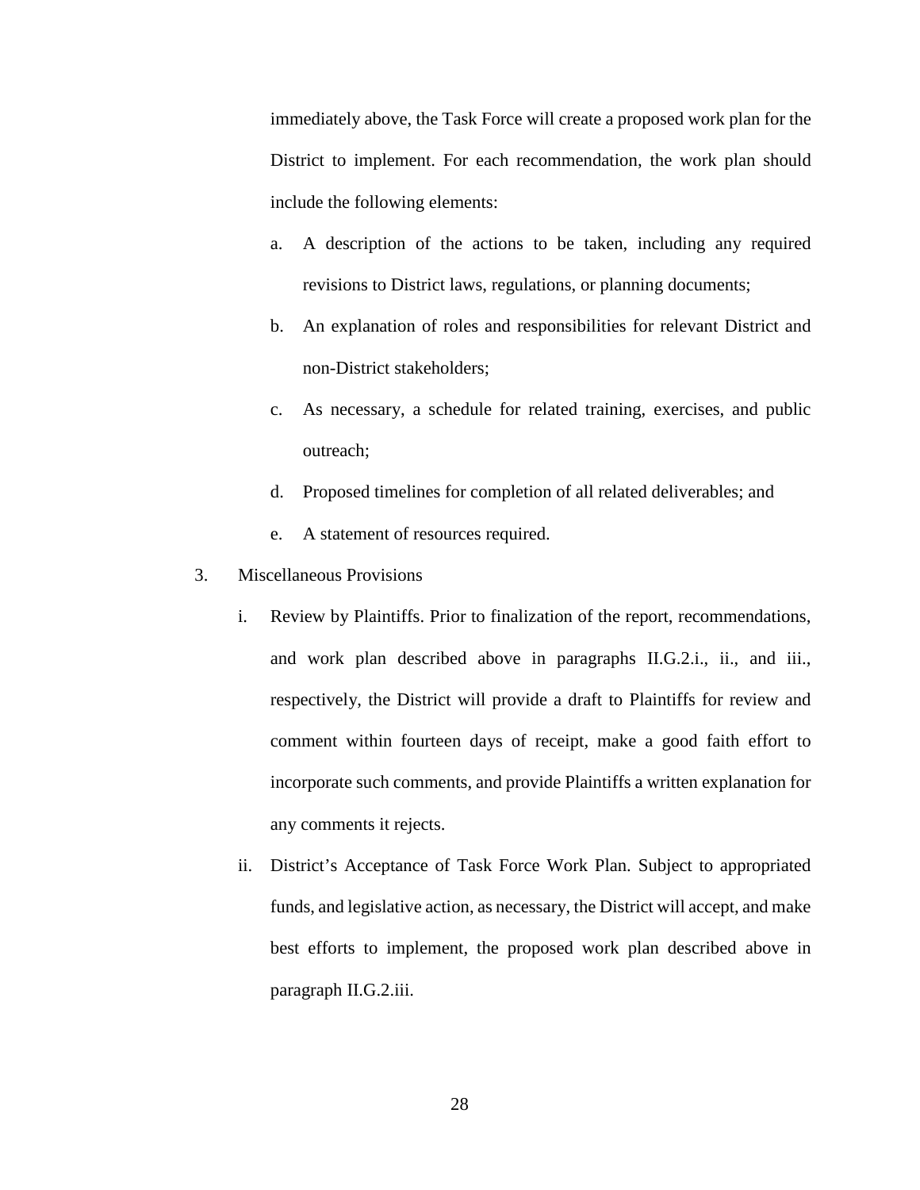immediately above, the Task Force will create a proposed work plan for the District to implement. For each recommendation, the work plan should include the following elements:

a. A description of the actions to be taken, including any required revisions to District laws, regulations, or planning documents;

b. An explanation of roles and responsibilities for relevant District and non-District stakeholders;

c. As necessary, a schedule for related training, exercises, and public outreach;

d. Proposed timelines for completion of all related deliverables; and

e. A statement of resources required.

3. Miscellaneous Provisions

i. Review by Plaintiffs. Prior to finalization of the report, recommendations, and work plan described above in paragraphs II.G.2.i., ii., and iii., respectively, the District will provide a draft to Plaintiffs for review and comment within fourteen days of receipt, make a good faith effort to incorporate such comments, and provide Plaintiffs a written explanation for any comments it rejects.

ii. District's Acceptance of Task Force Work Plan. Subject to appropriated funds, and legislative action, as necessary, the District will accept, and make best efforts to implement, the proposed work plan described above in paragraph II.G.2.iii.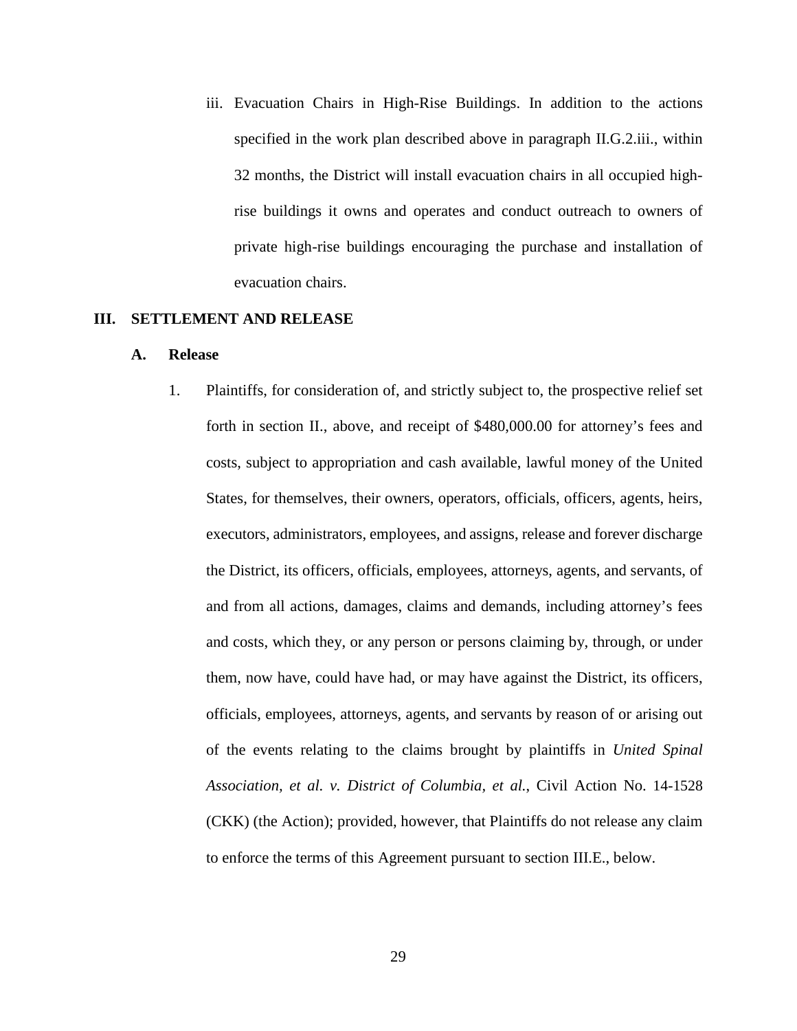iii. Evacuation Chairs in High-Rise Buildings. In addition to the actions specified in the work plan described above in paragraph II.G.2.iii., within 32 months, the District will install evacuation chairs in all occupied high-rise buildings it owns and operates and conduct outreach to owners of private high-rise buildings encouraging the purchase and installation of evacuation chairs.

## III. SETTLEMENT AND RELEASE

### A. Release

1. Plaintiffs, for consideration of, and strictly subject to, the prospective relief set forth in section II., above, and receipt of $480,000.00 for attorney's fees and costs, subject to appropriation and cash available, lawful money of the United States, for themselves, their owners, operators, officials, officers, agents, heirs, executors, administrators, employees, and assigns, release and forever discharge the District, its officers, officials, employees, attorneys, agents, and servants, of and from all actions, damages, claims and demands, including attorney's fees and costs, which they, or any person or persons claiming by, through, or under them, now have, could have had, or may have against the District, its officers, officials, employees, attorneys, agents, and servants by reason of or arising out of the events relating to the claims brought by plaintiffs in *United Spinal Association, et al. v. District of Columbia, et al.*, Civil Action No. 14-1528 (CKK) (the Action); provided, however, that Plaintiffs do not release any claim to enforce the terms of this Agreement pursuant to section III.E., below.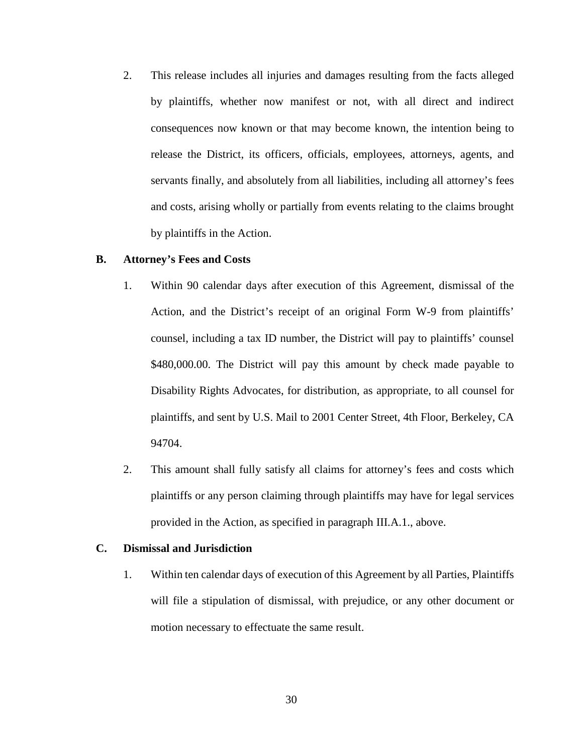2. This release includes all injuries and damages resulting from the facts alleged by plaintiffs, whether now manifest or not, with all direct and indirect consequences now known or that may become known, the intention being to release the District, its officers, officials, employees, attorneys, agents, and servants finally, and absolutely from all liabilities, including all attorney's fees and costs, arising wholly or partially from events relating to the claims brought by plaintiffs in the Action.

### B. Attorney's Fees and Costs

1. Within 90 calendar days after execution of this Agreement, dismissal of the Action, and the District's receipt of an original Form W-9 from plaintiffs' counsel, including a tax ID number, the District will pay to plaintiffs' counsel $480,000.00. The District will pay this amount by check made payable to Disability Rights Advocates, for distribution, as appropriate, to all counsel for plaintiffs, and sent by U.S. Mail to 2001 Center Street, 4th Floor, Berkeley, CA 94704.

2. This amount shall fully satisfy all claims for attorney's fees and costs which plaintiffs or any person claiming through plaintiffs may have for legal services provided in the Action, as specified in paragraph III.A.1., above.

### C. Dismissal and Jurisdiction

1. Within ten calendar days of execution of this Agreement by all Parties, Plaintiffs will file a stipulation of dismissal, with prejudice, or any other document or motion necessary to effectuate the same result.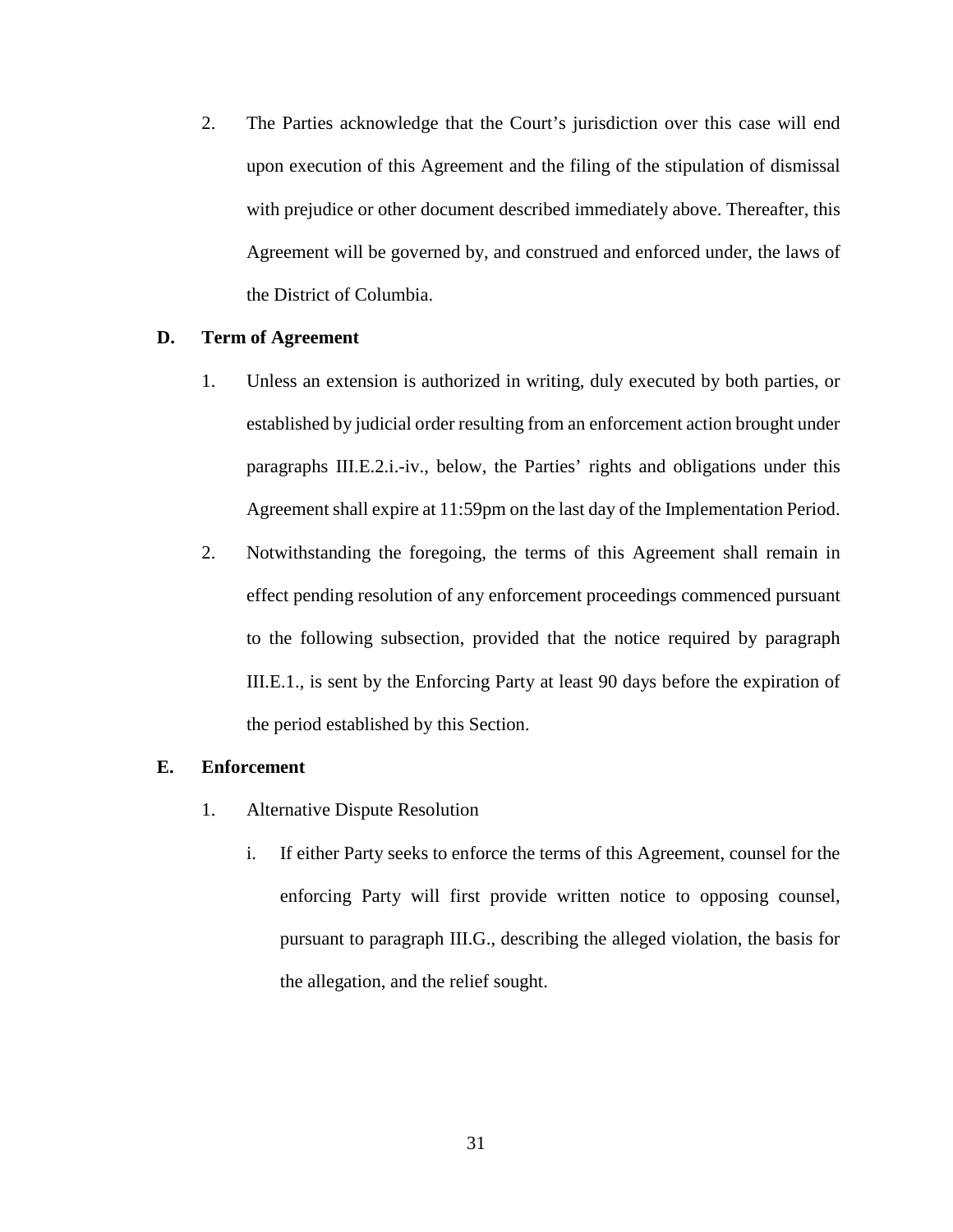2. The Parties acknowledge that the Court's jurisdiction over this case will end upon execution of this Agreement and the filing of the stipulation of dismissal with prejudice or other document described immediately above. Thereafter, this Agreement will be governed by, and construed and enforced under, the laws of the District of Columbia.

**D. Term of Agreement**

1. Unless an extension is authorized in writing, duly executed by both parties, or established by judicial order resulting from an enforcement action brought under paragraphs III.E.2.i.-iv., below, the Parties' rights and obligations under this Agreement shall expire at 11:59pm on the last day of the Implementation Period.

2. Notwithstanding the foregoing, the terms of this Agreement shall remain in effect pending resolution of any enforcement proceedings commenced pursuant to the following subsection, provided that the notice required by paragraph III.E.1., is sent by the Enforcing Party at least 90 days before the expiration of the period established by this Section.

**E. Enforcement**

1. Alternative Dispute Resolution

   i. If either Party seeks to enforce the terms of this Agreement, counsel for the enforcing Party will first provide written notice to opposing counsel, pursuant to paragraph III.G., describing the alleged violation, the basis for the allegation, and the relief sought.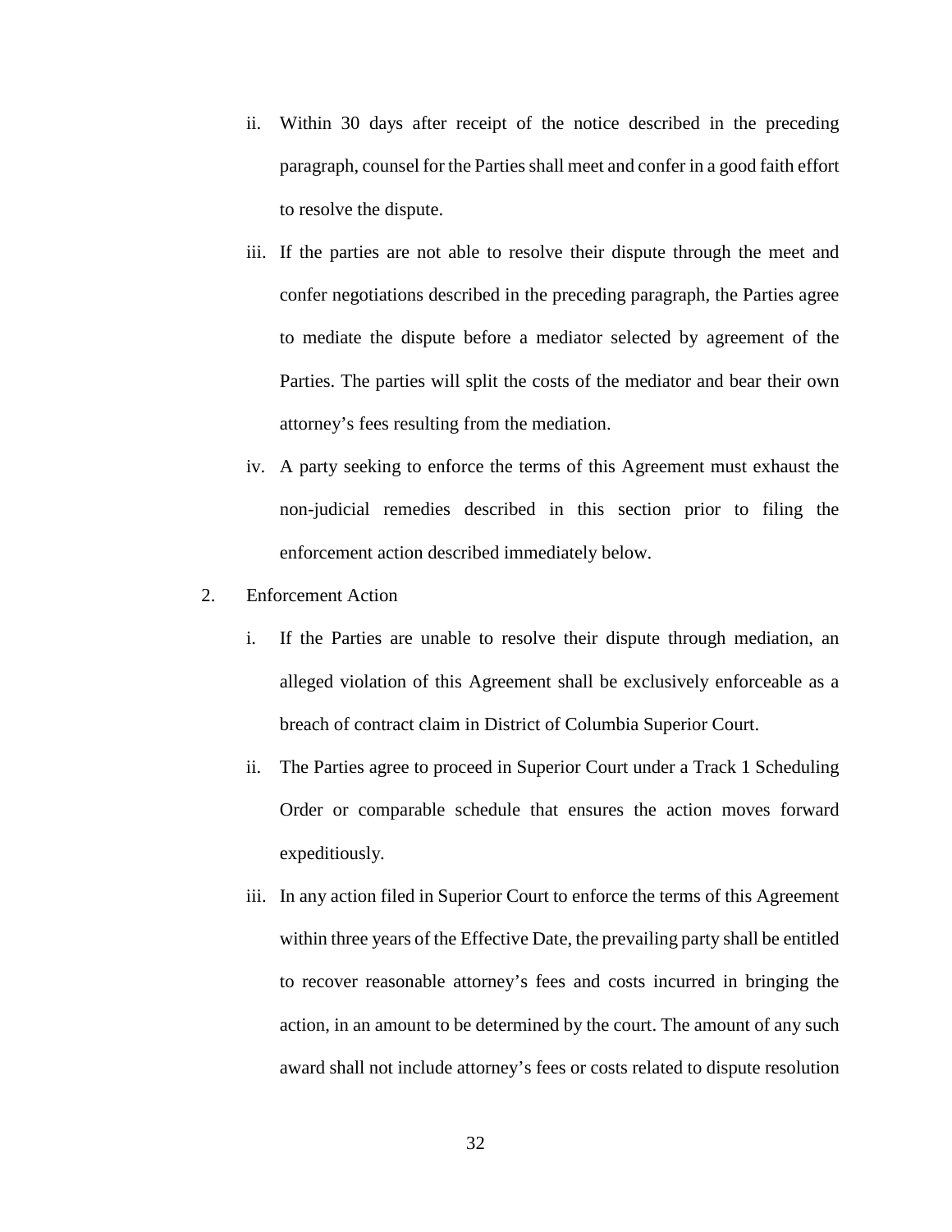ii. Within 30 days after receipt of the notice described in the preceding paragraph, counsel for the Parties shall meet and confer in a good faith effort to resolve the dispute.

iii. If the parties are not able to resolve their dispute through the meet and confer negotiations described in the preceding paragraph, the Parties agree to mediate the dispute before a mediator selected by agreement of the Parties. The parties will split the costs of the mediator and bear their own attorney's fees resulting from the mediation.

iv. A party seeking to enforce the terms of this Agreement must exhaust the non-judicial remedies described in this section prior to filing the enforcement action described immediately below.

2. Enforcement Action

i. If the Parties are unable to resolve their dispute through mediation, an alleged violation of this Agreement shall be exclusively enforceable as a breach of contract claim in District of Columbia Superior Court.

ii. The Parties agree to proceed in Superior Court under a Track 1 Scheduling Order or comparable schedule that ensures the action moves forward expeditiously.

iii. In any action filed in Superior Court to enforce the terms of this Agreement within three years of the Effective Date, the prevailing party shall be entitled to recover reasonable attorney's fees and costs incurred in bringing the action, in an amount to be determined by the court. The amount of any such award shall not include attorney's fees or costs related to dispute resolution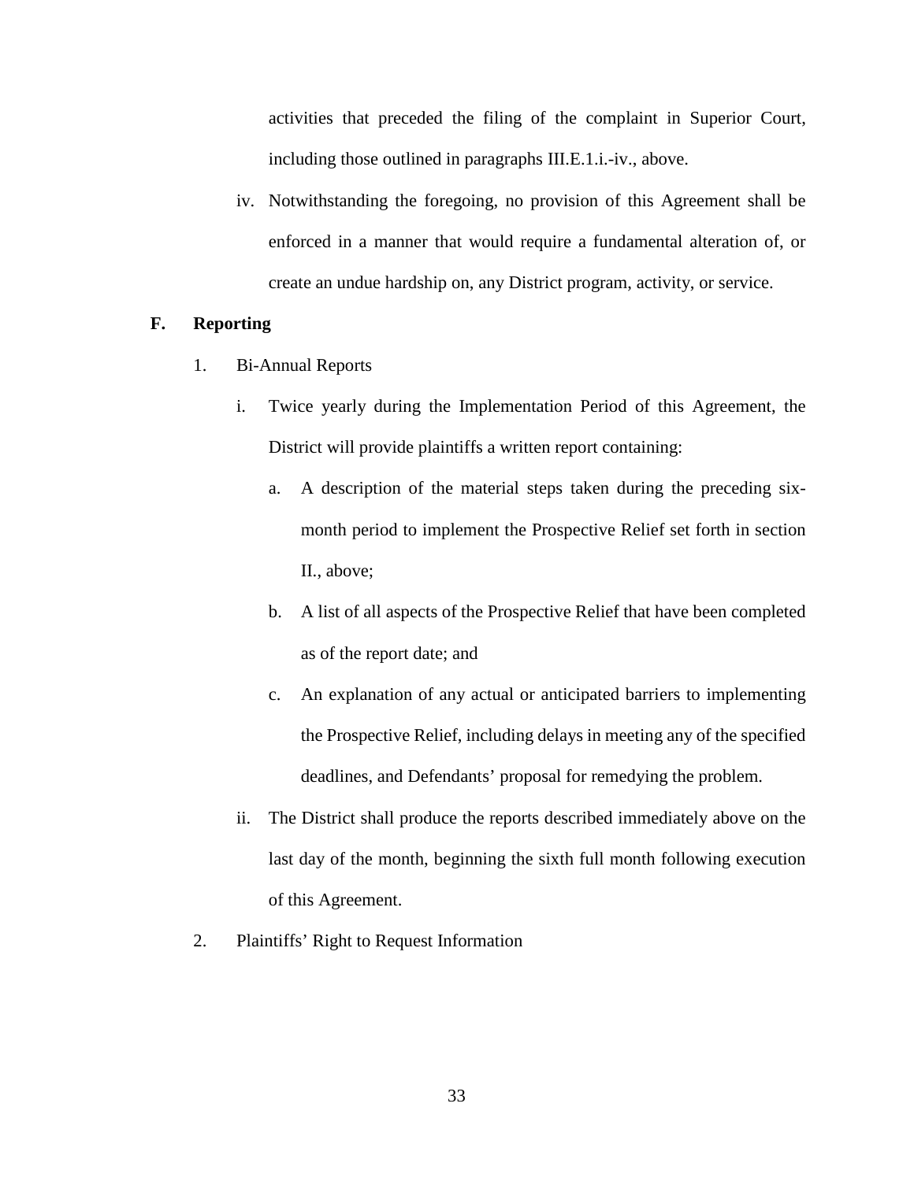activities that preceded the filing of the complaint in Superior Court, including those outlined in paragraphs III.E.1.i.-iv., above.

iv. Notwithstanding the foregoing, no provision of this Agreement shall be enforced in a manner that would require a fundamental alteration of, or create an undue hardship on, any District program, activity, or service.

**F. Reporting**

1. Bi-Annual Reports

   i. Twice yearly during the Implementation Period of this Agreement, the District will provide plaintiffs a written report containing:

      a. A description of the material steps taken during the preceding six-month period to implement the Prospective Relief set forth in section II., above;

      b. A list of all aspects of the Prospective Relief that have been completed as of the report date; and

      c. An explanation of any actual or anticipated barriers to implementing the Prospective Relief, including delays in meeting any of the specified deadlines, and Defendants' proposal for remedying the problem.

   ii. The District shall produce the reports described immediately above on the last day of the month, beginning the sixth full month following execution of this Agreement.

2. Plaintiffs' Right to Request Information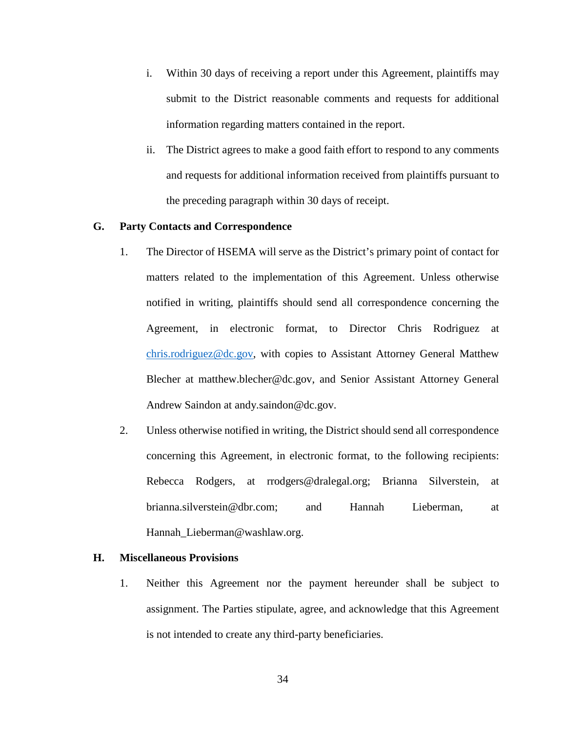i. Within 30 days of receiving a report under this Agreement, plaintiffs may submit to the District reasonable comments and requests for additional information regarding matters contained in the report.

ii. The District agrees to make a good faith effort to respond to any comments and requests for additional information received from plaintiffs pursuant to the preceding paragraph within 30 days of receipt.

**G. Party Contacts and Correspondence**

1. The Director of HSEMA will serve as the District's primary point of contact for matters related to the implementation of this Agreement. Unless otherwise notified in writing, plaintiffs should send all correspondence concerning the Agreement, in electronic format, to Director Chris Rodriguez at chris.rodriguez@dc.gov, with copies to Assistant Attorney General Matthew Blecher at matthew.blecher@dc.gov, and Senior Assistant Attorney General Andrew Saindon at andy.saindon@dc.gov.

2. Unless otherwise notified in writing, the District should send all correspondence concerning this Agreement, in electronic format, to the following recipients: Rebecca Rodgers, at rrodgers@dralegal.org; Brianna Silverstein, at brianna.silverstein@dbr.com; and Hannah Lieberman, at Hannah_Lieberman@washlaw.org.

**H. Miscellaneous Provisions**

1. Neither this Agreement nor the payment hereunder shall be subject to assignment. The Parties stipulate, agree, and acknowledge that this Agreement is not intended to create any third-party beneficiaries.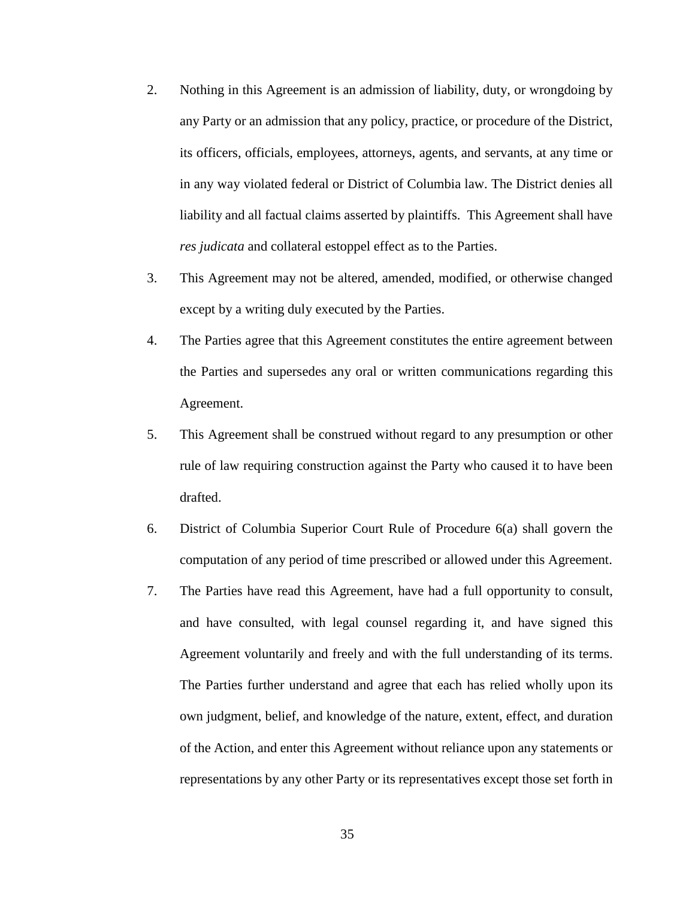2. Nothing in this Agreement is an admission of liability, duty, or wrongdoing by any Party or an admission that any policy, practice, or procedure of the District, its officers, officials, employees, attorneys, agents, and servants, at any time or in any way violated federal or District of Columbia law. The District denies all liability and all factual claims asserted by plaintiffs. This Agreement shall have *res judicata* and collateral estoppel effect as to the Parties.

3. This Agreement may not be altered, amended, modified, or otherwise changed except by a writing duly executed by the Parties.

4. The Parties agree that this Agreement constitutes the entire agreement between the Parties and supersedes any oral or written communications regarding this Agreement.

5. This Agreement shall be construed without regard to any presumption or other rule of law requiring construction against the Party who caused it to have been drafted.

6. District of Columbia Superior Court Rule of Procedure 6(a) shall govern the computation of any period of time prescribed or allowed under this Agreement.

7. The Parties have read this Agreement, have had a full opportunity to consult, and have consulted, with legal counsel regarding it, and have signed this Agreement voluntarily and freely and with the full understanding of its terms. The Parties further understand and agree that each has relied wholly upon its own judgment, belief, and knowledge of the nature, extent, effect, and duration of the Action, and enter this Agreement without reliance upon any statements or representations by any other Party or its representatives except those set forth in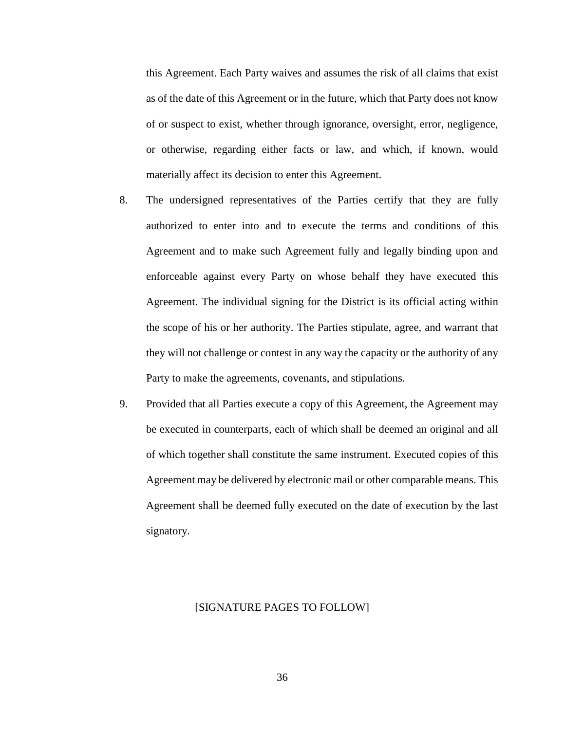this Agreement. Each Party waives and assumes the risk of all claims that exist as of the date of this Agreement or in the future, which that Party does not know of or suspect to exist, whether through ignorance, oversight, error, negligence, or otherwise, regarding either facts or law, and which, if known, would materially affect its decision to enter this Agreement.

8. The undersigned representatives of the Parties certify that they are fully authorized to enter into and to execute the terms and conditions of this Agreement and to make such Agreement fully and legally binding upon and enforceable against every Party on whose behalf they have executed this Agreement. The individual signing for the District is its official acting within the scope of his or her authority. The Parties stipulate, agree, and warrant that they will not challenge or contest in any way the capacity or the authority of any Party to make the agreements, covenants, and stipulations.

9. Provided that all Parties execute a copy of this Agreement, the Agreement may be executed in counterparts, each of which shall be deemed an original and all of which together shall constitute the same instrument. Executed copies of this Agreement may be delivered by electronic mail or other comparable means. This Agreement shall be deemed fully executed on the date of execution by the last signatory.

[SIGNATURE PAGES TO FOLLOW]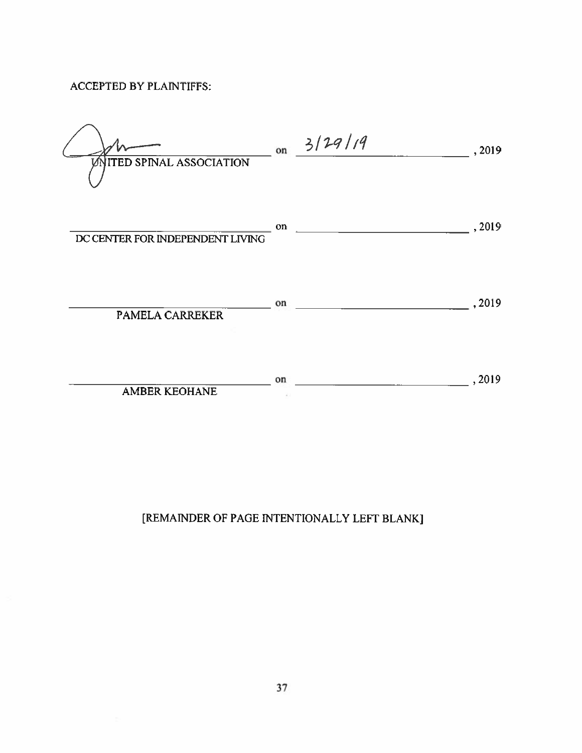ACCEPTED BY PLAINTIFFS:

_______________________________ on 3/29/19 , 2019
UNITED SPINAL ASSOCIATION

_______________________________ on _______________ , 2019
DC CENTER FOR INDEPENDENT LIVING

_______________________________ on _______________ , 2019
PAMELA CARREKER

_______________________________ on _______________ , 2019
AMBER KEOHANE

[REMAINDER OF PAGE INTENTIONALLY LEFT BLANK]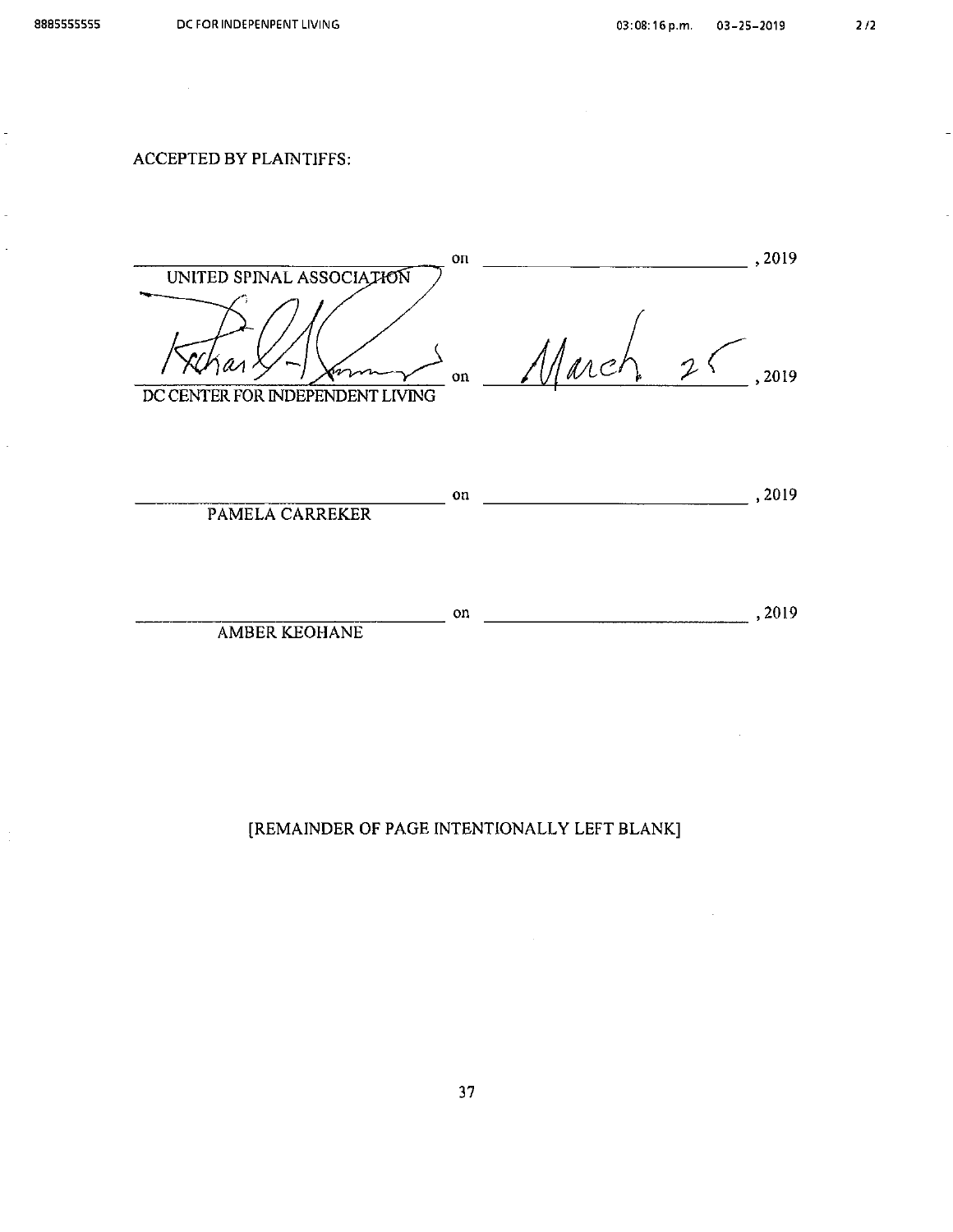ACCEPTED BY PLAINTIFFS:

\_\_\_\_\_\_\_\_\_\_\_\_\_\_\_\_\_\_\_\_\_\_\_\_\_\_\_\_ on \_\_\_\_\_\_\_\_\_\_\_\_\_\_\_\_\_\_\_\_\_\_\_\_, 2019
UNITED SPINAL ASSOCIATION

[signature] on March 25, 2019
DC CENTER FOR INDEPENDENT LIVING

\_\_\_\_\_\_\_\_\_\_\_\_\_\_\_\_\_\_\_\_\_\_\_\_\_\_\_\_ on \_\_\_\_\_\_\_\_\_\_\_\_\_\_\_\_\_\_\_\_\_\_\_\_, 2019
PAMELA CARREKER

\_\_\_\_\_\_\_\_\_\_\_\_\_\_\_\_\_\_\_\_\_\_\_\_\_\_\_\_ on \_\_\_\_\_\_\_\_\_\_\_\_\_\_\_\_\_\_\_\_\_\_\_\_, 2019
AMBER KEOHANE

[REMAINDER OF PAGE INTENTIONALLY LEFT BLANK]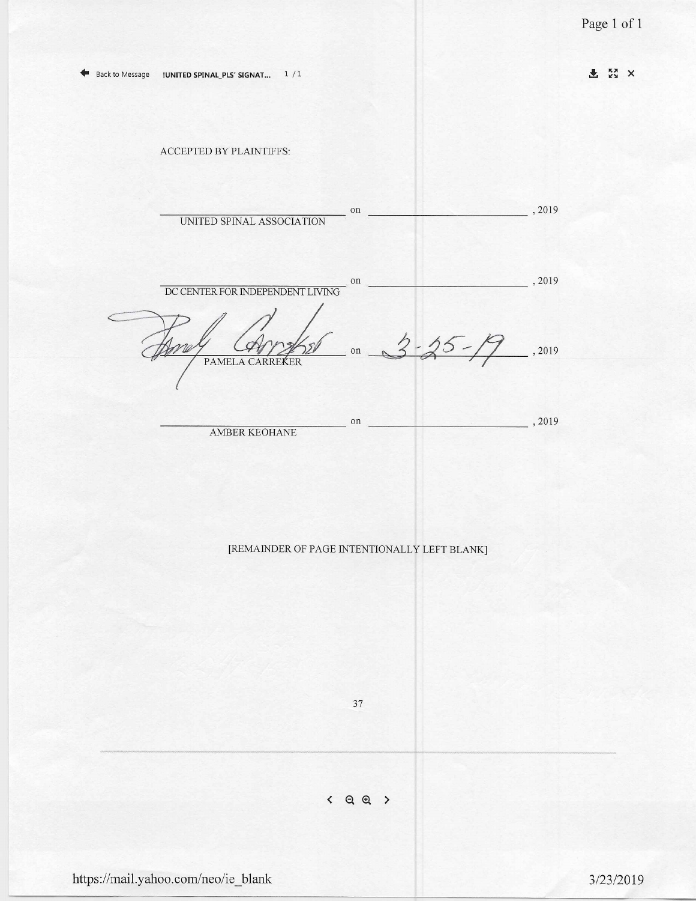ACCEPTED BY PLAINTIFFS:

______________________________ on ______________________, 2019
UNITED SPINAL ASSOCIATION

______________________________ on ______________________, 2019
DC CENTER FOR INDEPENDENT LIVING

______________________________ on 3-25-19, 2019
PAMELA CARREKER

______________________________ on ______________________, 2019
AMBER KEOHANE

[REMAINDER OF PAGE INTENTIONALLY LEFT BLANK]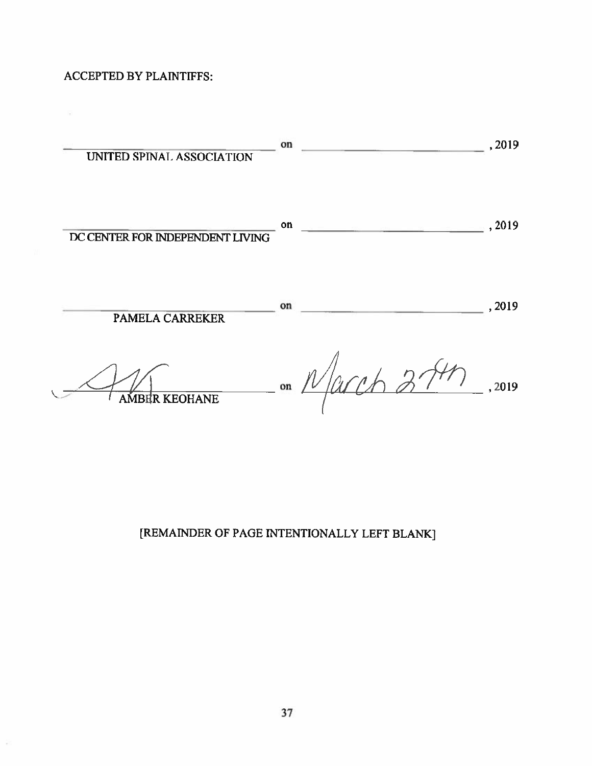ACCEPTED BY PLAINTIFFS:

\_\_\_\_\_\_\_\_\_\_\_\_\_\_\_\_\_\_\_\_\_\_\_\_\_\_\_\_\_\_ on \_\_\_\_\_\_\_\_\_\_\_\_\_\_\_\_\_\_\_\_\_\_, 2019
UNITED SPINAL ASSOCIATION

\_\_\_\_\_\_\_\_\_\_\_\_\_\_\_\_\_\_\_\_\_\_\_\_\_\_\_\_\_\_ on \_\_\_\_\_\_\_\_\_\_\_\_\_\_\_\_\_\_\_\_\_\_, 2019
DC CENTER FOR INDEPENDENT LIVING

\_\_\_\_\_\_\_\_\_\_\_\_\_\_\_\_\_\_\_\_\_\_\_\_\_\_\_\_\_\_ on \_\_\_\_\_\_\_\_\_\_\_\_\_\_\_\_\_\_\_\_\_\_, 2019
PAMELA CARREKER

[signature] on March 27th, 2019
AMBER KEOHANE

[REMAINDER OF PAGE INTENTIONALLY LEFT BLANK]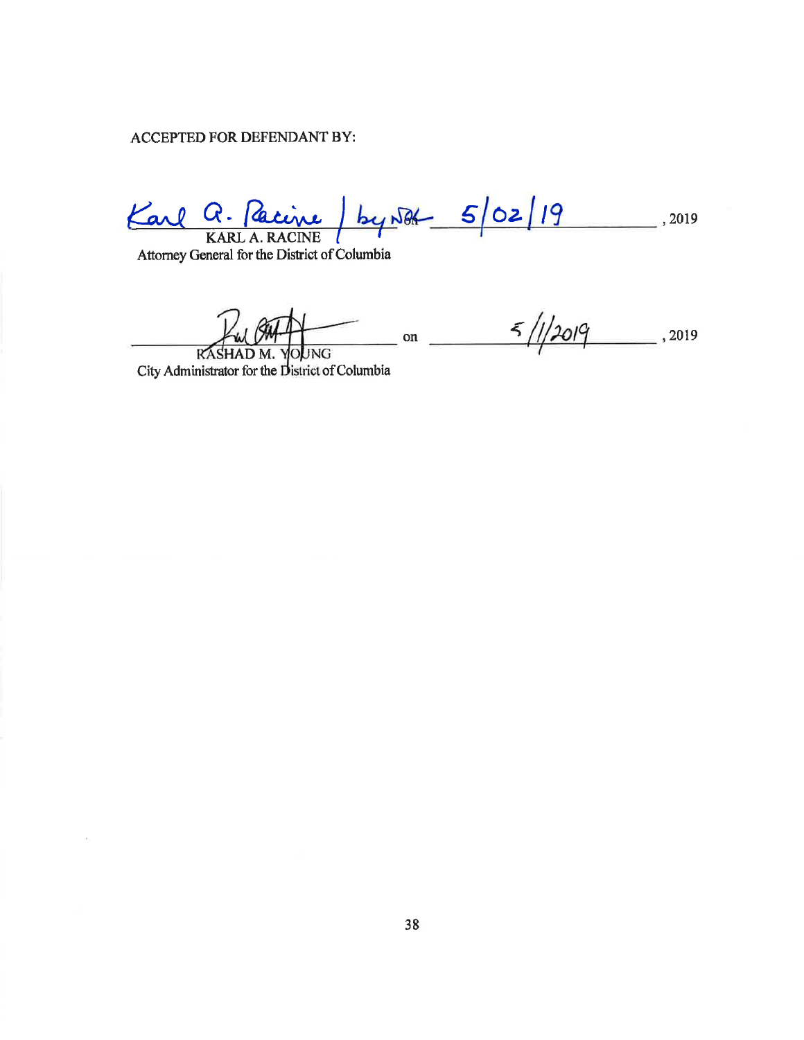ACCEPTED FOR DEFENDANT BY:

Karl A. Racine / by NOK 5/02/19, 2019

KARL A. RACINE
Attorney General for the District of Columbia

on 5/1/2019, 2019

RASHAD M. YOUNG
City Administrator for the District of Columbia